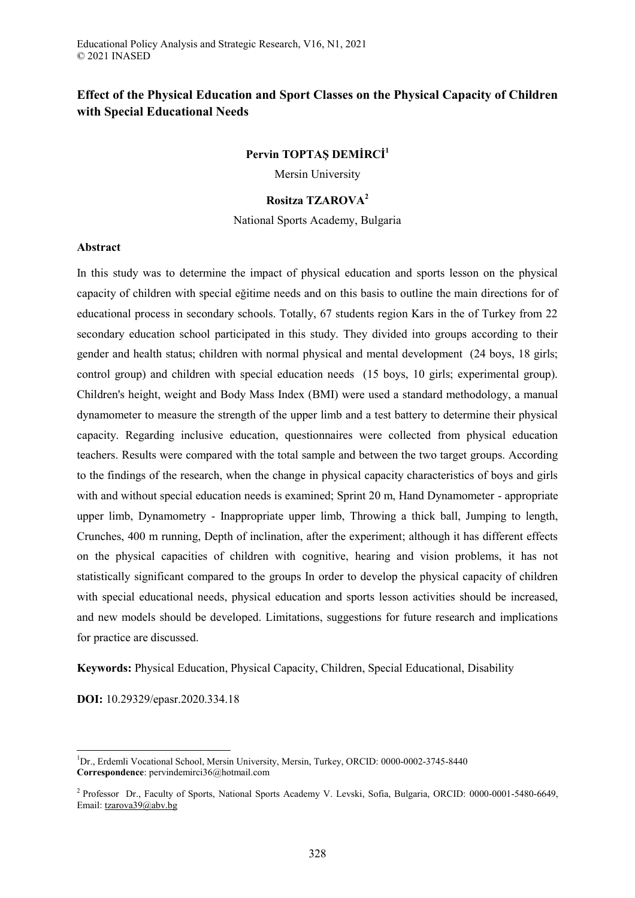# Effect of the Physical Education and Sport Classes on the Physical Capacity of Children with Special Educational Needs

**Pervin TOPTAŞ DEMİRCİ**[1]

Mersin University

**Rositza TZAROVA**[2]

National Sports Academy, Bulgaria

## Abstract

In this study was to determine the impact of physical education and sports lesson on the physical capacity of children with special eğitime needs and on this basis to outline the main directions for of educational process in secondary schools. Totally, 67 students region Kars in the of Turkey from 22 secondary education school participated in this study. They divided into groups according to their gender and health status; children with normal physical and mental development (24 boys, 18 girls; control group) and children with special education needs (15 boys, 10 girls; experimental group). Children's height, weight and Body Mass Index (BMI) were used a standard methodology, a manual dynamometer to measure the strength of the upper limb and a test battery to determine their physical capacity. Regarding inclusive education, questionnaires were collected from physical education teachers. Results were compared with the total sample and between the two target groups. According to the findings of the research, when the change in physical capacity characteristics of boys and girls with and without special education needs is examined; Sprint 20 m, Hand Dynamometer - appropriate upper limb, Dynamometry - Inappropriate upper limb, Throwing a thick ball, Jumping to length, Crunches, 400 m running, Depth of inclination, after the experiment; although it has different effects on the physical capacities of children with cognitive, hearing and vision problems, it has not statistically significant compared to the groups In order to develop the physical capacity of children with special educational needs, physical education and sports lesson activities should be increased, and new models should be developed. Limitations, suggestions for future research and implications for practice are discussed.

**Keywords:** Physical Education, Physical Capacity, Children, Special Educational, Disability

**DOI:** 10.29329/epasr.2020.334.18

---

[1] Dr., Erdemli Vocational School, Mersin University, Mersin, Turkey, ORCID: 0000-0002-3745-8440
**Correspondence**: pervindemirci36@hotmail.com

[2] Professor Dr., Faculty of Sports, National Sports Academy V. Levski, Sofia, Bulgaria, ORCID: 0000-0001-5480-6649, Email: tzarova39@abv.bg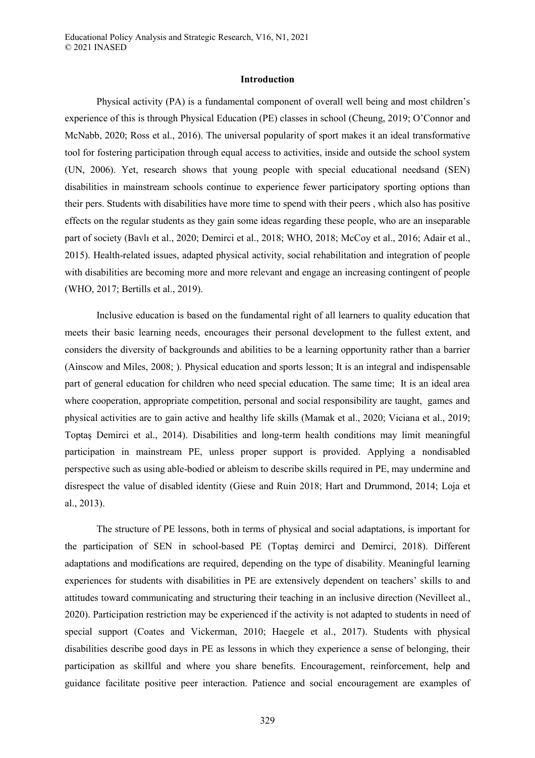## Introduction

Physical activity (PA) is a fundamental component of overall well being and most children's experience of this is through Physical Education (PE) classes in school (Cheung, 2019; O'Connor and McNabb, 2020; Ross et al., 2016). The universal popularity of sport makes it an ideal transformative tool for fostering participation through equal access to activities, inside and outside the school system (UN, 2006). Yet, research shows that young people with special educational needsand (SEN) disabilities in mainstream schools continue to experience fewer participatory sporting options than their pers. Students with disabilities have more time to spend with their peers , which also has positive effects on the regular students as they gain some ideas regarding these people, who are an inseparable part of society (Bavlı et al., 2020; Demirci et al., 2018; WHO, 2018; McCoy et al., 2016; Adair et al., 2015). Health-related issues, adapted physical activity, social rehabilitation and integration of people with disabilities are becoming more and more relevant and engage an increasing contingent of people (WHO, 2017; Bertills et al., 2019).

Inclusive education is based on the fundamental right of all learners to quality education that meets their basic learning needs, encourages their personal development to the fullest extent, and considers the diversity of backgrounds and abilities to be a learning opportunity rather than a barrier (Ainscow and Miles, 2008; ). Physical education and sports lesson; It is an integral and indispensable part of general education for children who need special education. The same time; It is an ideal area where cooperation, appropriate competition, personal and social responsibility are taught, games and physical activities are to gain active and healthy life skills (Mamak et al., 2020; Viciana et al., 2019; Toptaş Demirci et al., 2014). Disabilities and long-term health conditions may limit meaningful participation in mainstream PE, unless proper support is provided. Applying a nondisabled perspective such as using able-bodied or ableism to describe skills required in PE, may undermine and disrespect the value of disabled identity (Giese and Ruin 2018; Hart and Drummond, 2014; Loja et al., 2013).

The structure of PE lessons, both in terms of physical and social adaptations, is important for the participation of SEN in school-based PE (Toptaş demirci and Demirci, 2018). Different adaptations and modifications are required, depending on the type of disability. Meaningful learning experiences for students with disabilities in PE are extensively dependent on teachers' skills to and attitudes toward communicating and structuring their teaching in an inclusive direction (Nevilleet al., 2020). Participation restriction may be experienced if the activity is not adapted to students in need of special support (Coates and Vickerman, 2010; Haegele et al., 2017). Students with physical disabilities describe good days in PE as lessons in which they experience a sense of belonging, their participation as skillful and where you share benefits. Encouragement, reinforcement, help and guidance facilitate positive peer interaction. Patience and social encouragement are examples of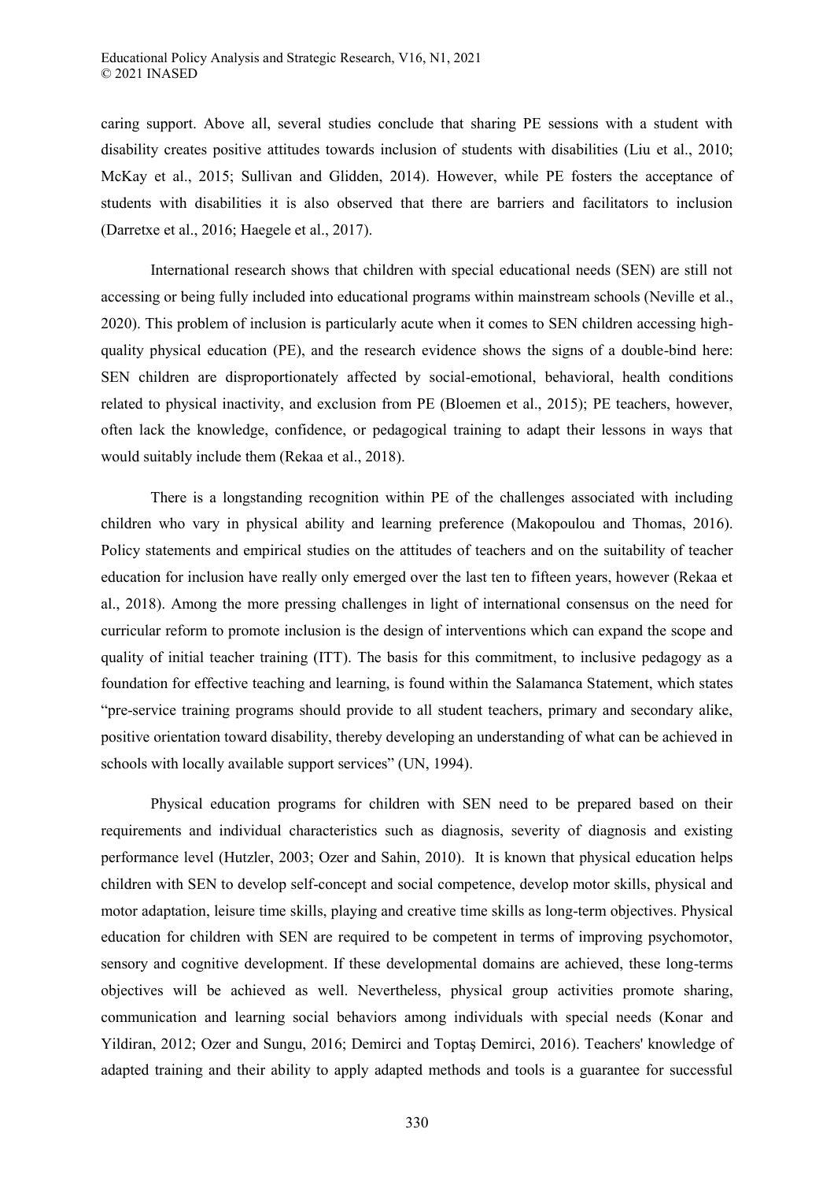caring support. Above all, several studies conclude that sharing PE sessions with a student with disability creates positive attitudes towards inclusion of students with disabilities (Liu et al., 2010; McKay et al., 2015; Sullivan and Glidden, 2014). However, while PE fosters the acceptance of students with disabilities it is also observed that there are barriers and facilitators to inclusion (Darretxe et al., 2016; Haegele et al., 2017).

International research shows that children with special educational needs (SEN) are still not accessing or being fully included into educational programs within mainstream schools (Neville et al., 2020). This problem of inclusion is particularly acute when it comes to SEN children accessing high-quality physical education (PE), and the research evidence shows the signs of a double-bind here: SEN children are disproportionately affected by social-emotional, behavioral, health conditions related to physical inactivity, and exclusion from PE (Bloemen et al., 2015); PE teachers, however, often lack the knowledge, confidence, or pedagogical training to adapt their lessons in ways that would suitably include them (Rekaa et al., 2018).

There is a longstanding recognition within PE of the challenges associated with including children who vary in physical ability and learning preference (Makopoulou and Thomas, 2016). Policy statements and empirical studies on the attitudes of teachers and on the suitability of teacher education for inclusion have really only emerged over the last ten to fifteen years, however (Rekaa et al., 2018). Among the more pressing challenges in light of international consensus on the need for curricular reform to promote inclusion is the design of interventions which can expand the scope and quality of initial teacher training (ITT). The basis for this commitment, to inclusive pedagogy as a foundation for effective teaching and learning, is found within the Salamanca Statement, which states "pre-service training programs should provide to all student teachers, primary and secondary alike, positive orientation toward disability, thereby developing an understanding of what can be achieved in schools with locally available support services" (UN, 1994).

Physical education programs for children with SEN need to be prepared based on their requirements and individual characteristics such as diagnosis, severity of diagnosis and existing performance level (Hutzler, 2003; Ozer and Sahin, 2010). It is known that physical education helps children with SEN to develop self-concept and social competence, develop motor skills, physical and motor adaptation, leisure time skills, playing and creative time skills as long-term objectives. Physical education for children with SEN are required to be competent in terms of improving psychomotor, sensory and cognitive development. If these developmental domains are achieved, these long-terms objectives will be achieved as well. Nevertheless, physical group activities promote sharing, communication and learning social behaviors among individuals with special needs (Konar and Yildiran, 2012; Ozer and Sungu, 2016; Demirci and Toptaş Demirci, 2016). Teachers' knowledge of adapted training and their ability to apply adapted methods and tools is a guarantee for successful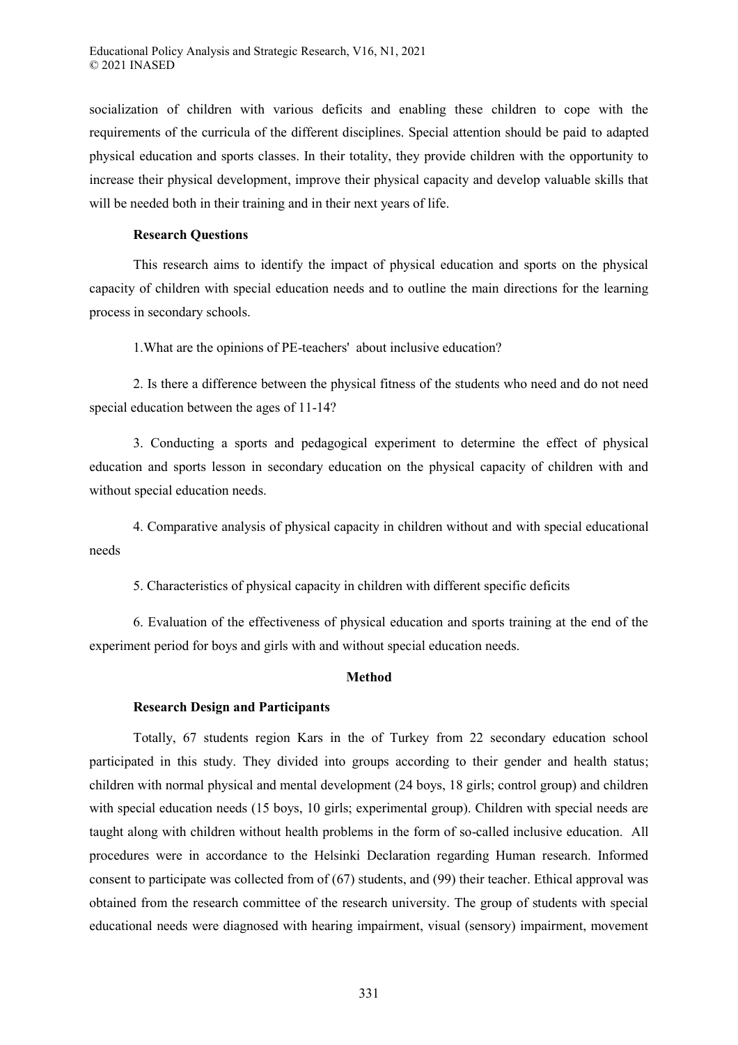socialization of children with various deficits and enabling these children to cope with the requirements of the curricula of the different disciplines. Special attention should be paid to adapted physical education and sports classes. In their totality, they provide children with the opportunity to increase their physical development, improve their physical capacity and develop valuable skills that will be needed both in their training and in their next years of life.

### Research Questions

This research aims to identify the impact of physical education and sports on the physical capacity of children with special education needs and to outline the main directions for the learning process in secondary schools.

1.What are the opinions of PE-teachers' about inclusive education?

2. Is there a difference between the physical fitness of the students who need and do not need special education between the ages of 11-14?

3. Conducting a sports and pedagogical experiment to determine the effect of physical education and sports lesson in secondary education on the physical capacity of children with and without special education needs.

4. Comparative analysis of physical capacity in children without and with special educational needs

5. Characteristics of physical capacity in children with different specific deficits

6. Evaluation of the effectiveness of physical education and sports training at the end of the experiment period for boys and girls with and without special education needs.

## Method

### Research Design and Participants

Totally, 67 students region Kars in the of Turkey from 22 secondary education school participated in this study. They divided into groups according to their gender and health status; children with normal physical and mental development (24 boys, 18 girls; control group) and children with special education needs (15 boys, 10 girls; experimental group). Children with special needs are taught along with children without health problems in the form of so-called inclusive education. All procedures were in accordance to the Helsinki Declaration regarding Human research. Informed consent to participate was collected from of (67) students, and (99) their teacher. Ethical approval was obtained from the research committee of the research university. The group of students with special educational needs were diagnosed with hearing impairment, visual (sensory) impairment, movement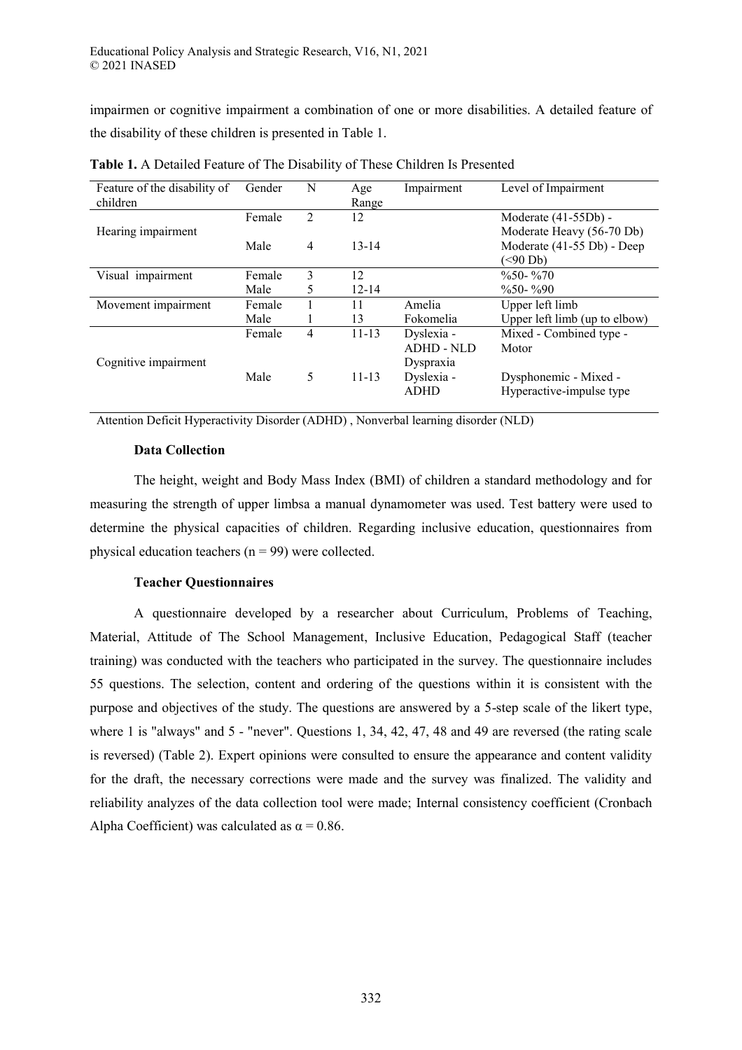impairmen or cognitive impairment a combination of one or more disabilities. A detailed feature of the disability of these children is presented in Table 1.

**Table 1.** A Detailed Feature of The Disability of These Children Is Presented

| Feature of the disability of children | Gender | N | Age Range | Impairment | Level of Impairment |
|---|---|---|---|---|---|
| Hearing impairment | Female | 2 | 12 | | Moderate (41-55Db) - Moderate Heavy (56-70 Db) |
| | Male | 4 | 13-14 | | Moderate (41-55 Db) - Deep (<90 Db) |
| Visual impairment | Female | 3 | 12 | | %50- %70 |
| | Male | 5 | 12-14 | | %50- %90 |
| Movement impairment | Female | 1 | 11 | Amelia | Upper left limb |
| | Male | 1 | 13 | Fokomelia | Upper left limb (up to elbow) |
| Cognitive impairment | Female | 4 | 11-13 | Dyslexia - ADHD - NLD Dyspraxia | Mixed - Combined type - Motor |
| | Male | 5 | 11-13 | Dyslexia - ADHD | Dysphonemic - Mixed - Hyperactive-impulse type |

Attention Deficit Hyperactivity Disorder (ADHD) , Nonverbal learning disorder (NLD)

### Data Collection

The height, weight and Body Mass Index (BMI) of children a standard methodology and for measuring the strength of upper limbsa a manual dynamometer was used. Test battery were used to determine the physical capacities of children. Regarding inclusive education, questionnaires from physical education teachers (n = 99) were collected.

### Teacher Questionnaires

A questionnaire developed by a researcher about Curriculum, Problems of Teaching, Material, Attitude of The School Management, Inclusive Education, Pedagogical Staff (teacher training) was conducted with the teachers who participated in the survey. The questionnaire includes 55 questions. The selection, content and ordering of the questions within it is consistent with the purpose and objectives of the study. The questions are answered by a 5-step scale of the likert type, where 1 is "always" and 5 - "never". Questions 1, 34, 42, 47, 48 and 49 are reversed (the rating scale is reversed) (Table 2). Expert opinions were consulted to ensure the appearance and content validity for the draft, the necessary corrections were made and the survey was finalized. The validity and reliability analyzes of the data collection tool were made; Internal consistency coefficient (Cronbach Alpha Coefficient) was calculated as $\alpha = 0.86$.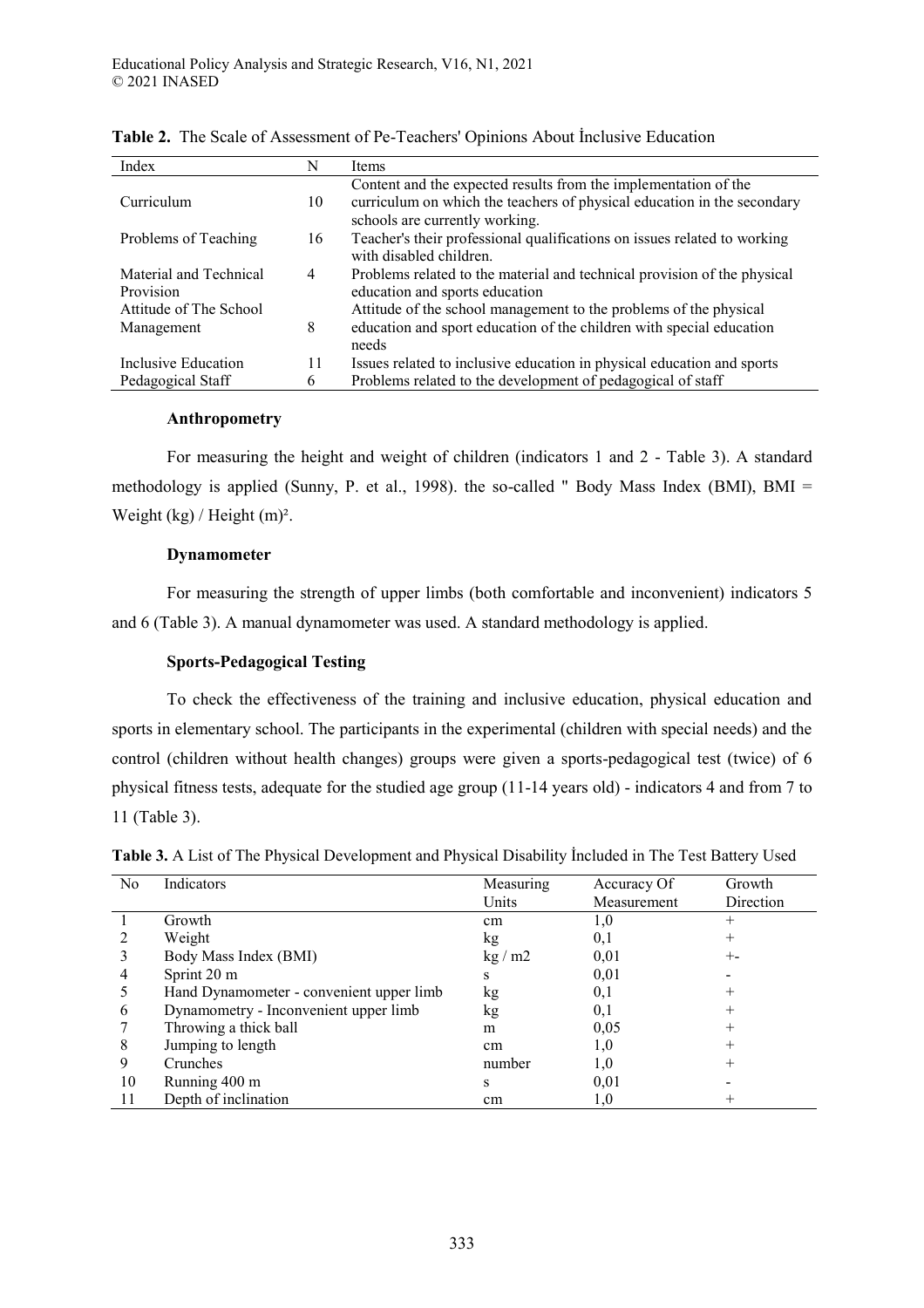**Table 2.** The Scale of Assessment of Pe-Teachers' Opinions About İnclusive Education

| Index | N | Items |
|---|---|---|
| Curriculum | 10 | Content and the expected results from the implementation of the curriculum on which the teachers of physical education in the secondary schools are currently working. |
| Problems of Teaching | 16 | Teacher's their professional qualifications on issues related to working with disabled children. |
| Material and Technical Provision | 4 | Problems related to the material and technical provision of the physical education and sports education |
| Attitude of The School Management | 8 | Attitude of the school management to the problems of the physical education and sport education of the children with special education needs |
| Inclusive Education | 11 | Issues related to inclusive education in physical education and sports |
| Pedagogical Staff | 6 | Problems related to the development of pedagogical of staff |

### Anthropometry

For measuring the height and weight of children (indicators 1 and 2 - Table 3). A standard methodology is applied (Sunny, P. et al., 1998). the so-called " Body Mass Index (BMI), BMI = Weight (kg) / Height (m)².

### Dynamometer

For measuring the strength of upper limbs (both comfortable and inconvenient) indicators 5 and 6 (Table 3). A manual dynamometer was used. A standard methodology is applied.

### Sports-Pedagogical Testing

To check the effectiveness of the training and inclusive education, physical education and sports in elementary school. The participants in the experimental (children with special needs) and the control (children without health changes) groups were given a sports-pedagogical test (twice) of 6 physical fitness tests, adequate for the studied age group (11-14 years old) - indicators 4 and from 7 to 11 (Table 3).

**Table 3.** A List of The Physical Development and Physical Disability İncluded in The Test Battery Used

| No | Indicators | Measuring Units | Accuracy Of Measurement | Growth Direction |
|---|---|---|---|---|
| 1 | Growth | cm | 1,0 | + |
| 2 | Weight | kg | 0,1 | + |
| 3 | Body Mass Index (BMI) | kg / m2 | 0,01 | +- |
| 4 | Sprint 20 m | s | 0,01 | - |
| 5 | Hand Dynamometer - convenient upper limb | kg | 0,1 | + |
| 6 | Dynamometry - Inconvenient upper limb | kg | 0,1 | + |
| 7 | Throwing a thick ball | m | 0,05 | + |
| 8 | Jumping to length | cm | 1,0 | + |
| 9 | Crunches | number | 1,0 | + |
| 10 | Running 400 m | s | 0,01 | - |
| 11 | Depth of inclination | cm | 1,0 | + |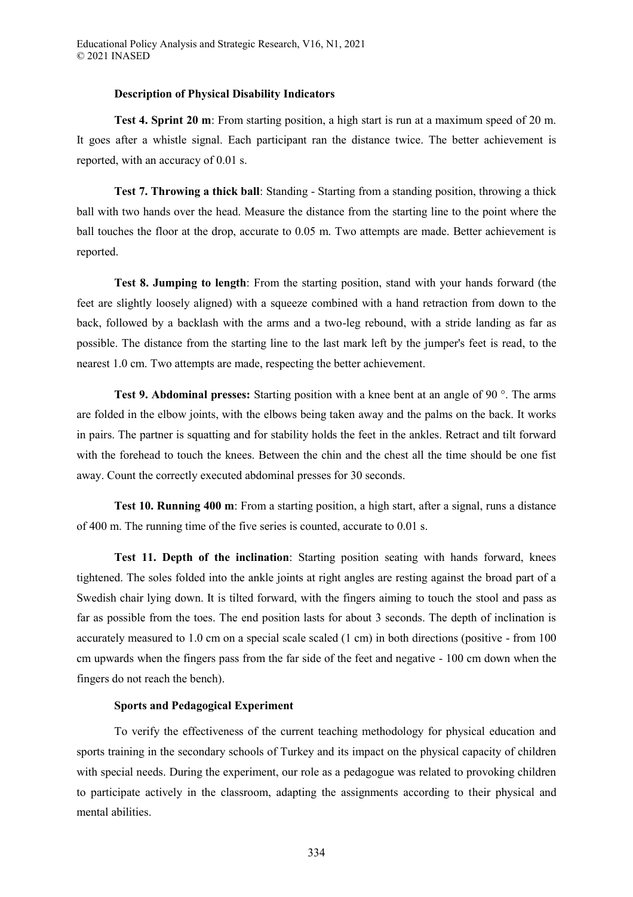### Description of Physical Disability Indicators

**Test 4. Sprint 20 m**: From starting position, a high start is run at a maximum speed of 20 m. It goes after a whistle signal. Each participant ran the distance twice. The better achievement is reported, with an accuracy of 0.01 s.

**Test 7. Throwing a thick ball**: Standing - Starting from a standing position, throwing a thick ball with two hands over the head. Measure the distance from the starting line to the point where the ball touches the floor at the drop, accurate to 0.05 m. Two attempts are made. Better achievement is reported.

**Test 8. Jumping to length**: From the starting position, stand with your hands forward (the feet are slightly loosely aligned) with a squeeze combined with a hand retraction from down to the back, followed by a backlash with the arms and a two-leg rebound, with a stride landing as far as possible. The distance from the starting line to the last mark left by the jumper's feet is read, to the nearest 1.0 cm. Two attempts are made, respecting the better achievement.

**Test 9. Abdominal presses:** Starting position with a knee bent at an angle of 90 °. The arms are folded in the elbow joints, with the elbows being taken away and the palms on the back. It works in pairs. The partner is squatting and for stability holds the feet in the ankles. Retract and tilt forward with the forehead to touch the knees. Between the chin and the chest all the time should be one fist away. Count the correctly executed abdominal presses for 30 seconds.

**Test 10. Running 400 m**: From a starting position, a high start, after a signal, runs a distance of 400 m. The running time of the five series is counted, accurate to 0.01 s.

**Test 11. Depth of the inclination**: Starting position seating with hands forward, knees tightened. The soles folded into the ankle joints at right angles are resting against the broad part of a Swedish chair lying down. It is tilted forward, with the fingers aiming to touch the stool and pass as far as possible from the toes. The end position lasts for about 3 seconds. The depth of inclination is accurately measured to 1.0 cm on a special scale scaled (1 cm) in both directions (positive - from 100 cm upwards when the fingers pass from the far side of the feet and negative - 100 cm down when the fingers do not reach the bench).

### Sports and Pedagogical Experiment

To verify the effectiveness of the current teaching methodology for physical education and sports training in the secondary schools of Turkey and its impact on the physical capacity of children with special needs. During the experiment, our role as a pedagogue was related to provoking children to participate actively in the classroom, adapting the assignments according to their physical and mental abilities.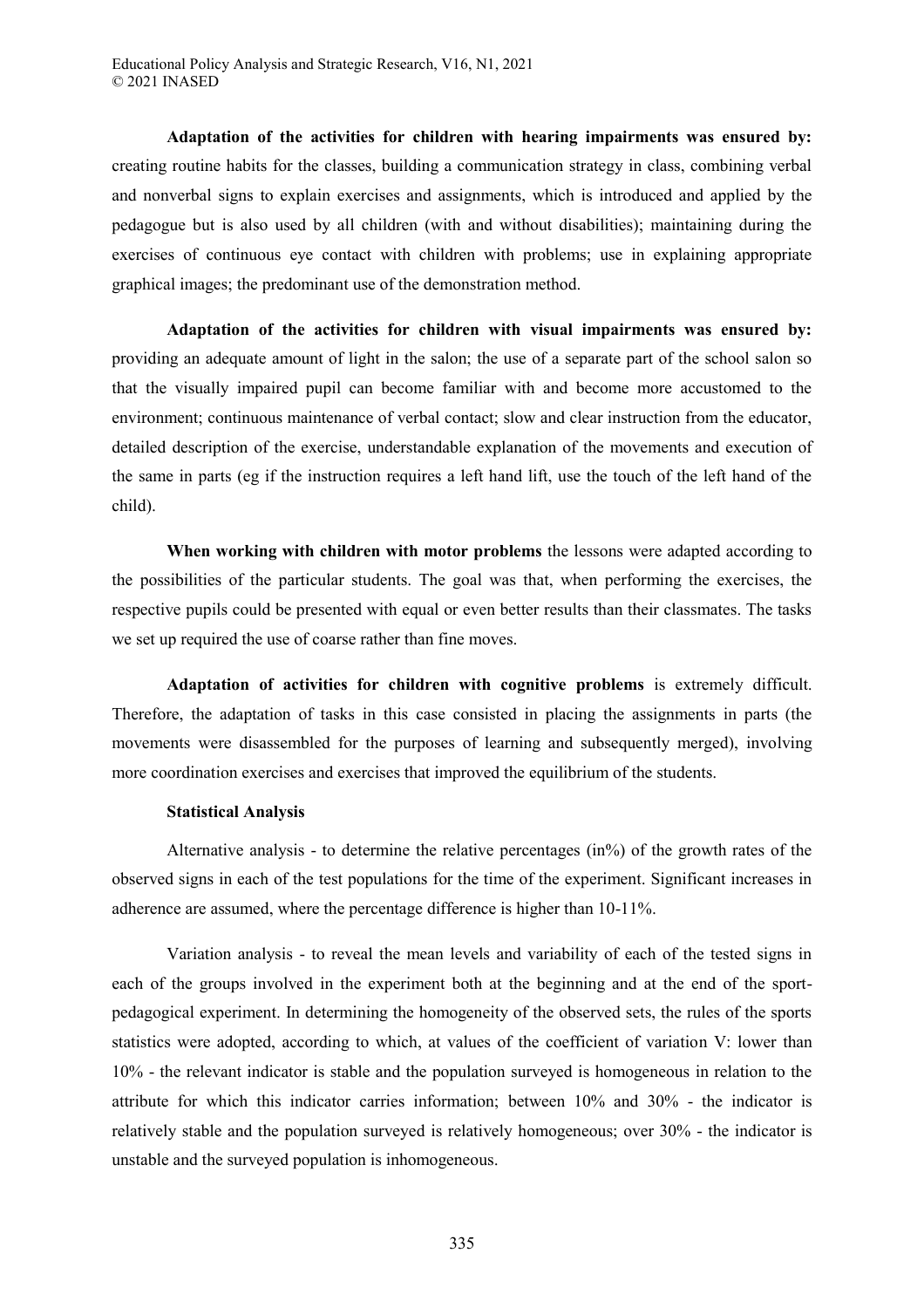**Adaptation of the activities for children with hearing impairments was ensured by:** creating routine habits for the classes, building a communication strategy in class, combining verbal and nonverbal signs to explain exercises and assignments, which is introduced and applied by the pedagogue but is also used by all children (with and without disabilities); maintaining during the exercises of continuous eye contact with children with problems; use in explaining appropriate graphical images; the predominant use of the demonstration method.

**Adaptation of the activities for children with visual impairments was ensured by:** providing an adequate amount of light in the salon; the use of a separate part of the school salon so that the visually impaired pupil can become familiar with and become more accustomed to the environment; continuous maintenance of verbal contact; slow and clear instruction from the educator, detailed description of the exercise, understandable explanation of the movements and execution of the same in parts (eg if the instruction requires a left hand lift, use the touch of the left hand of the child).

**When working with children with motor problems** the lessons were adapted according to the possibilities of the particular students. The goal was that, when performing the exercises, the respective pupils could be presented with equal or even better results than their classmates. The tasks we set up required the use of coarse rather than fine moves.

**Adaptation of activities for children with cognitive problems** is extremely difficult. Therefore, the adaptation of tasks in this case consisted in placing the assignments in parts (the movements were disassembled for the purposes of learning and subsequently merged), involving more coordination exercises and exercises that improved the equilibrium of the students.

**Statistical Analysis**

Alternative analysis - to determine the relative percentages (in%) of the growth rates of the observed signs in each of the test populations for the time of the experiment. Significant increases in adherence are assumed, where the percentage difference is higher than 10-11%.

Variation analysis - to reveal the mean levels and variability of each of the tested signs in each of the groups involved in the experiment both at the beginning and at the end of the sport-pedagogical experiment. In determining the homogeneity of the observed sets, the rules of the sports statistics were adopted, according to which, at values of the coefficient of variation V: lower than 10% - the relevant indicator is stable and the population surveyed is homogeneous in relation to the attribute for which this indicator carries information; between 10% and 30% - the indicator is relatively stable and the population surveyed is relatively homogeneous; over 30% - the indicator is unstable and the surveyed population is inhomogeneous.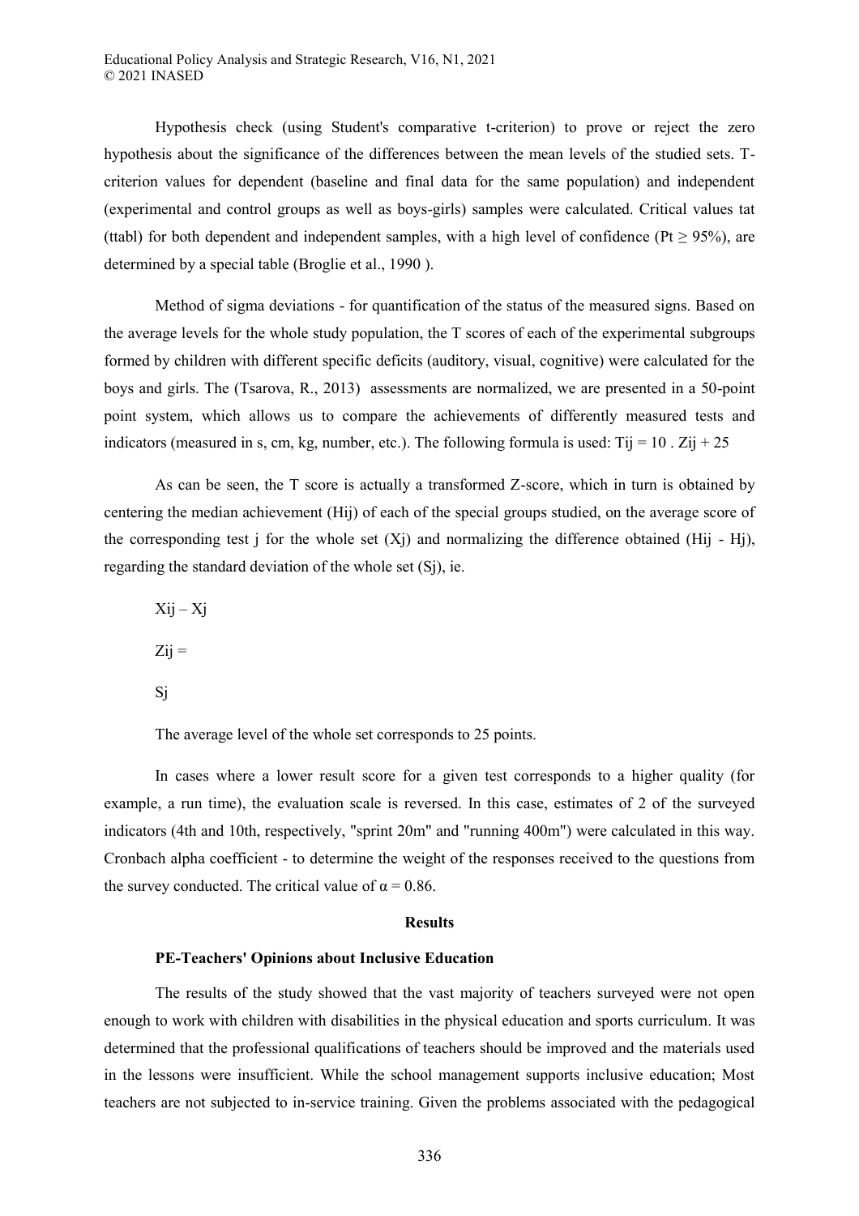Hypothesis check (using Student's comparative t-criterion) to prove or reject the zero hypothesis about the significance of the differences between the mean levels of the studied sets. T-criterion values for dependent (baseline and final data for the same population) and independent (experimental and control groups as well as boys-girls) samples were calculated. Critical values tat (ttabl) for both dependent and independent samples, with a high level of confidence ($Pt \geq 95\%$), are determined by a special table (Broglie et al., 1990 ).

Method of sigma deviations - for quantification of the status of the measured signs. Based on the average levels for the whole study population, the T scores of each of the experimental subgroups formed by children with different specific deficits (auditory, visual, cognitive) were calculated for the boys and girls. The (Tsarova, R., 2013) assessments are normalized, we are presented in a 50-point point system, which allows us to compare the achievements of differently measured tests and indicators (measured in s, cm, kg, number, etc.). The following formula is used: $T_{ij} = 10 \cdot Z_{ij} + 25$

As can be seen, the T score is actually a transformed Z-score, which in turn is obtained by centering the median achievement ($H_{ij}$) of each of the special groups studied, on the average score of the corresponding test j for the whole set ($X_j$) and normalizing the difference obtained ($H_{ij}$ - $H_j$), regarding the standard deviation of the whole set ($S_j$), ie.

$$Z_{ij} = \frac{X_{ij} - X_j}{S_j}$$

The average level of the whole set corresponds to 25 points.

In cases where a lower result score for a given test corresponds to a higher quality (for example, a run time), the evaluation scale is reversed. In this case, estimates of 2 of the surveyed indicators (4th and 10th, respectively, "sprint 20m" and "running 400m") were calculated in this way. Cronbach alpha coefficient - to determine the weight of the responses received to the questions from the survey conducted. The critical value of $\alpha = 0.86$.

## Results

### PE-Teachers' Opinions about Inclusive Education

The results of the study showed that the vast majority of teachers surveyed were not open enough to work with children with disabilities in the physical education and sports curriculum. It was determined that the professional qualifications of teachers should be improved and the materials used in the lessons were insufficient. While the school management supports inclusive education; Most teachers are not subjected to in-service training. Given the problems associated with the pedagogical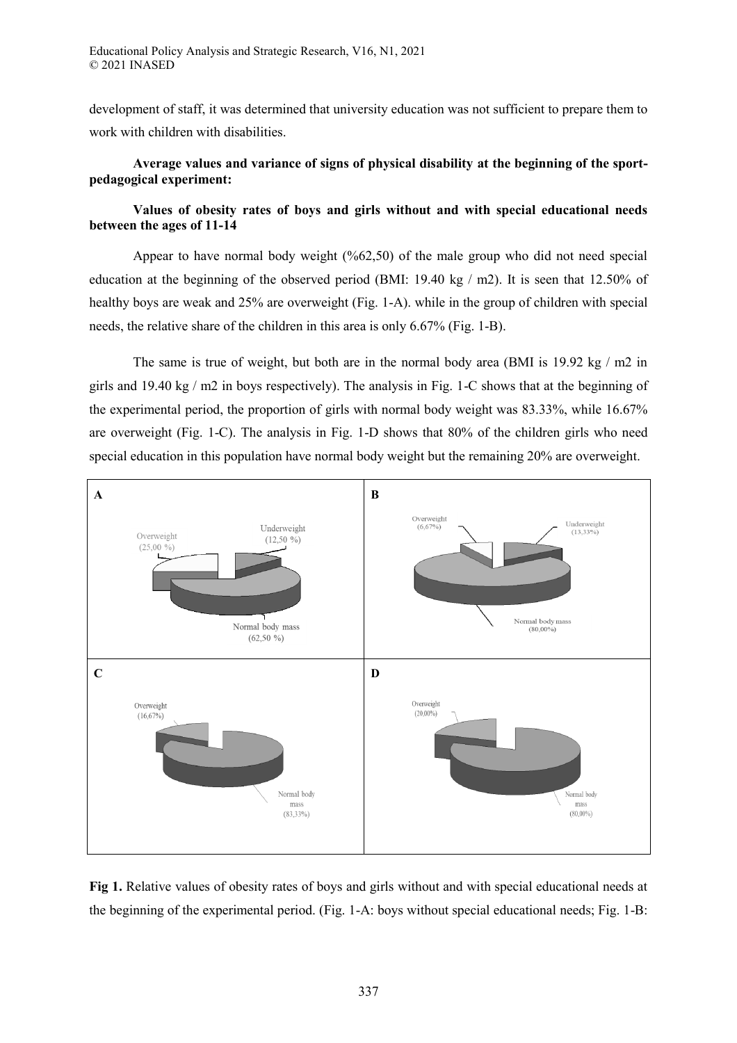development of staff, it was determined that university education was not sufficient to prepare them to work with children with disabilities.

**Average values and variance of signs of physical disability at the beginning of the sport-pedagogical experiment:**

**Values of obesity rates of boys and girls without and with special educational needs between the ages of 11-14**

Appear to have normal body weight (%62,50) of the male group who did not need special education at the beginning of the observed period (BMI: 19.40 kg / m2). It is seen that 12.50% of healthy boys are weak and 25% are overweight (Fig. 1-A). while in the group of children with special needs, the relative share of the children in this area is only 6.67% (Fig. 1-B).

The same is true of weight, but both are in the normal body area (BMI is 19.92 kg / m2 in girls and 19.40 kg / m2 in boys respectively). The analysis in Fig. 1-C shows that at the beginning of the experimental period, the proportion of girls with normal body weight was 83.33%, while 16.67% are overweight (Fig. 1-C). The analysis in Fig. 1-D shows that 80% of the children girls who need special education in this population have normal body weight but the remaining 20% are overweight.

| A | B |
| --- | --- |
| Overweight (25,00 %); Underweight (12,50 %); Normal body mass (62,50 %) | Overweight (6,67%); Underweight (13,33%); Normal body mass (80,00%) |
| **C** | **D** |
| Overweight (16,67%); Normal body mass (83,33%) | Overweight (20,00%); Normal body mass (80,00%) |

**Fig 1.** Relative values of obesity rates of boys and girls without and with special educational needs at the beginning of the experimental period. (Fig. 1-A: boys without special educational needs; Fig. 1-B: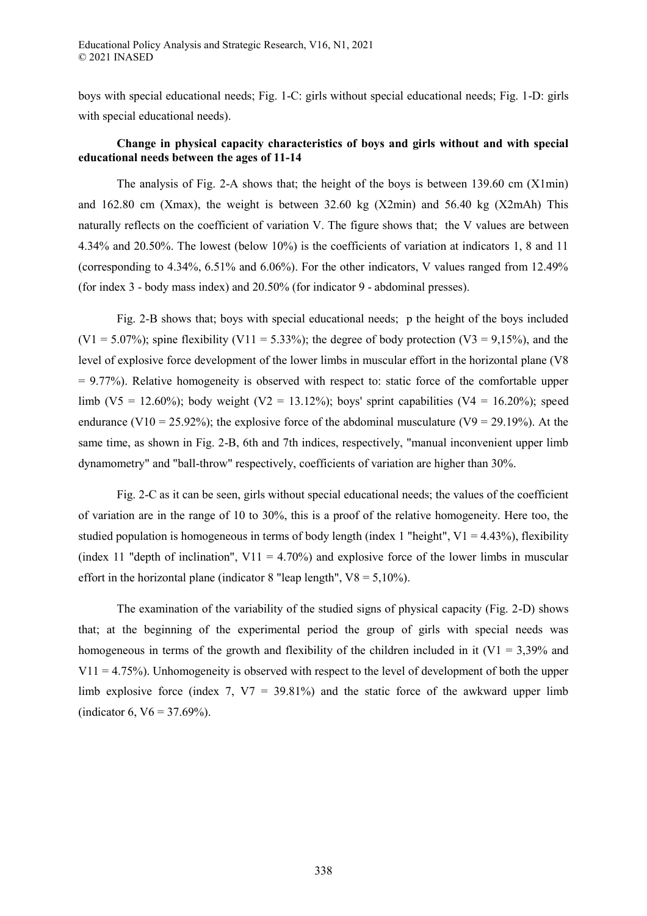boys with special educational needs; Fig. 1-C: girls without special educational needs; Fig. 1-D: girls with special educational needs).

**Change in physical capacity characteristics of boys and girls without and with special educational needs between the ages of 11-14**

The analysis of Fig. 2-A shows that; the height of the boys is between 139.60 cm (X1min) and 162.80 cm (Xmax), the weight is between 32.60 kg (X2min) and 56.40 kg (X2mAh) This naturally reflects on the coefficient of variation V. The figure shows that; the V values are between 4.34% and 20.50%. The lowest (below 10%) is the coefficients of variation at indicators 1, 8 and 11 (corresponding to 4.34%, 6.51% and 6.06%). For the other indicators, V values ranged from 12.49% (for index 3 - body mass index) and 20.50% (for indicator 9 - abdominal presses).

Fig. 2-B shows that; boys with special educational needs; p the height of the boys included (V1 = 5.07%); spine flexibility (V11 = 5.33%); the degree of body protection (V3 = 9,15%), and the level of explosive force development of the lower limbs in muscular effort in the horizontal plane (V8 = 9.77%). Relative homogeneity is observed with respect to: static force of the comfortable upper limb (V5 = 12.60%); body weight (V2 = 13.12%); boys' sprint capabilities (V4 = 16.20%); speed endurance (V10 = 25.92%); the explosive force of the abdominal musculature (V9 = 29.19%). At the same time, as shown in Fig. 2-B, 6th and 7th indices, respectively, "manual inconvenient upper limb dynamometry" and "ball-throw" respectively, coefficients of variation are higher than 30%.

Fig. 2-C as it can be seen, girls without special educational needs; the values of the coefficient of variation are in the range of 10 to 30%, this is a proof of the relative homogeneity. Here too, the studied population is homogeneous in terms of body length (index 1 "height", V1 = 4.43%), flexibility (index 11 "depth of inclination", V11 = 4.70%) and explosive force of the lower limbs in muscular effort in the horizontal plane (indicator 8 "leap length", V8 = 5,10%).

The examination of the variability of the studied signs of physical capacity (Fig. 2-D) shows that; at the beginning of the experimental period the group of girls with special needs was homogeneous in terms of the growth and flexibility of the children included in it (V1 = 3,39% and V11 = 4.75%). Unhomogeneity is observed with respect to the level of development of both the upper limb explosive force (index 7, V7 = 39.81%) and the static force of the awkward upper limb (indicator 6, V6 = 37.69%).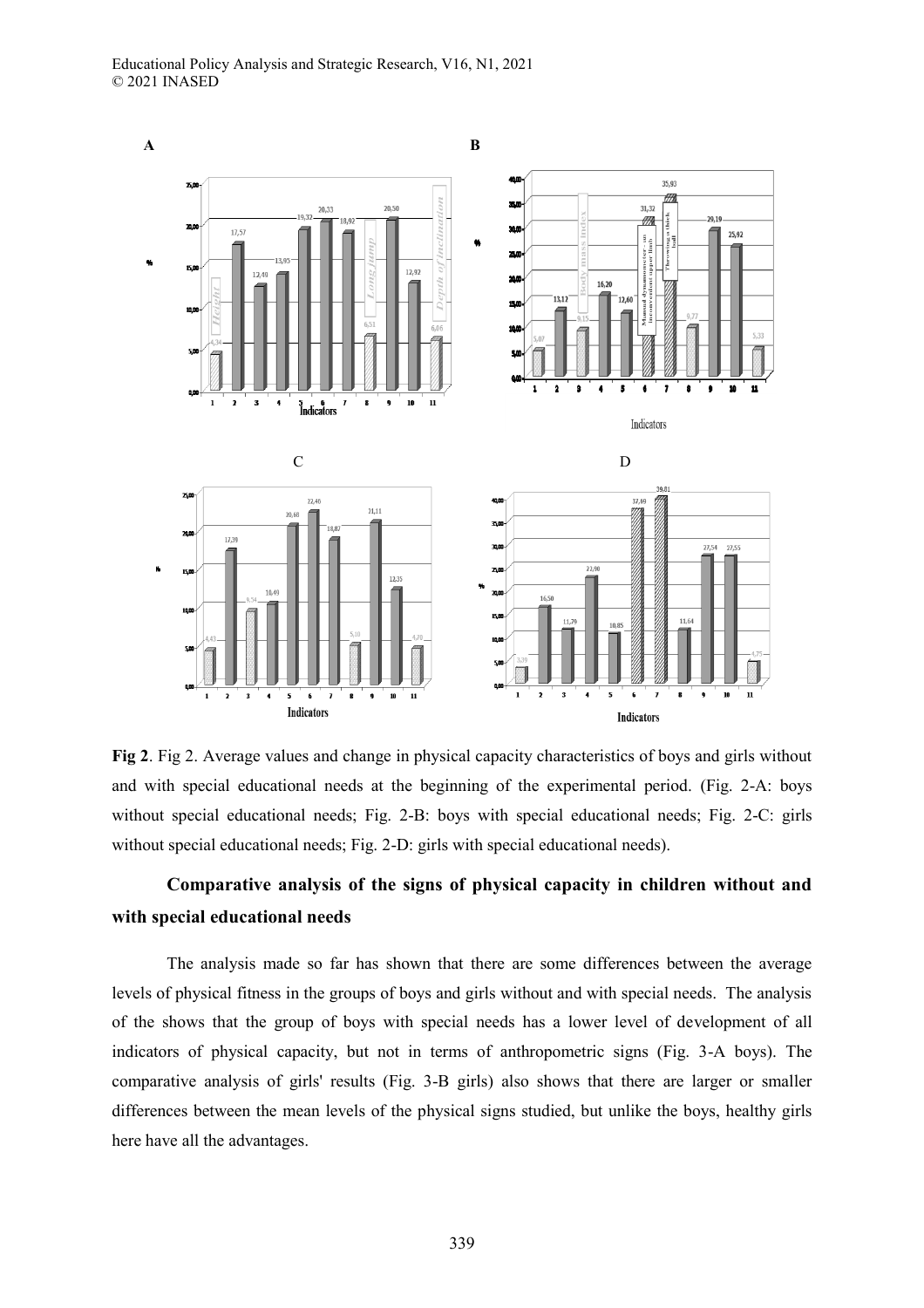**Fig 2**. Fig 2. Average values and change in physical capacity characteristics of boys and girls without and with special educational needs at the beginning of the experimental period. (Fig. 2-A: boys without special educational needs; Fig. 2-B: boys with special educational needs; Fig. 2-C: girls without special educational needs; Fig. 2-D: girls with special educational needs).

## Comparative analysis of the signs of physical capacity in children without and with special educational needs

The analysis made so far has shown that there are some differences between the average levels of physical fitness in the groups of boys and girls without and with special needs. The analysis of the shows that the group of boys with special needs has a lower level of development of all indicators of physical capacity, but not in terms of anthropometric signs (Fig. 3-A boys). The comparative analysis of girls' results (Fig. 3-B girls) also shows that there are larger or smaller differences between the mean levels of the physical signs studied, but unlike the boys, healthy girls here have all the advantages.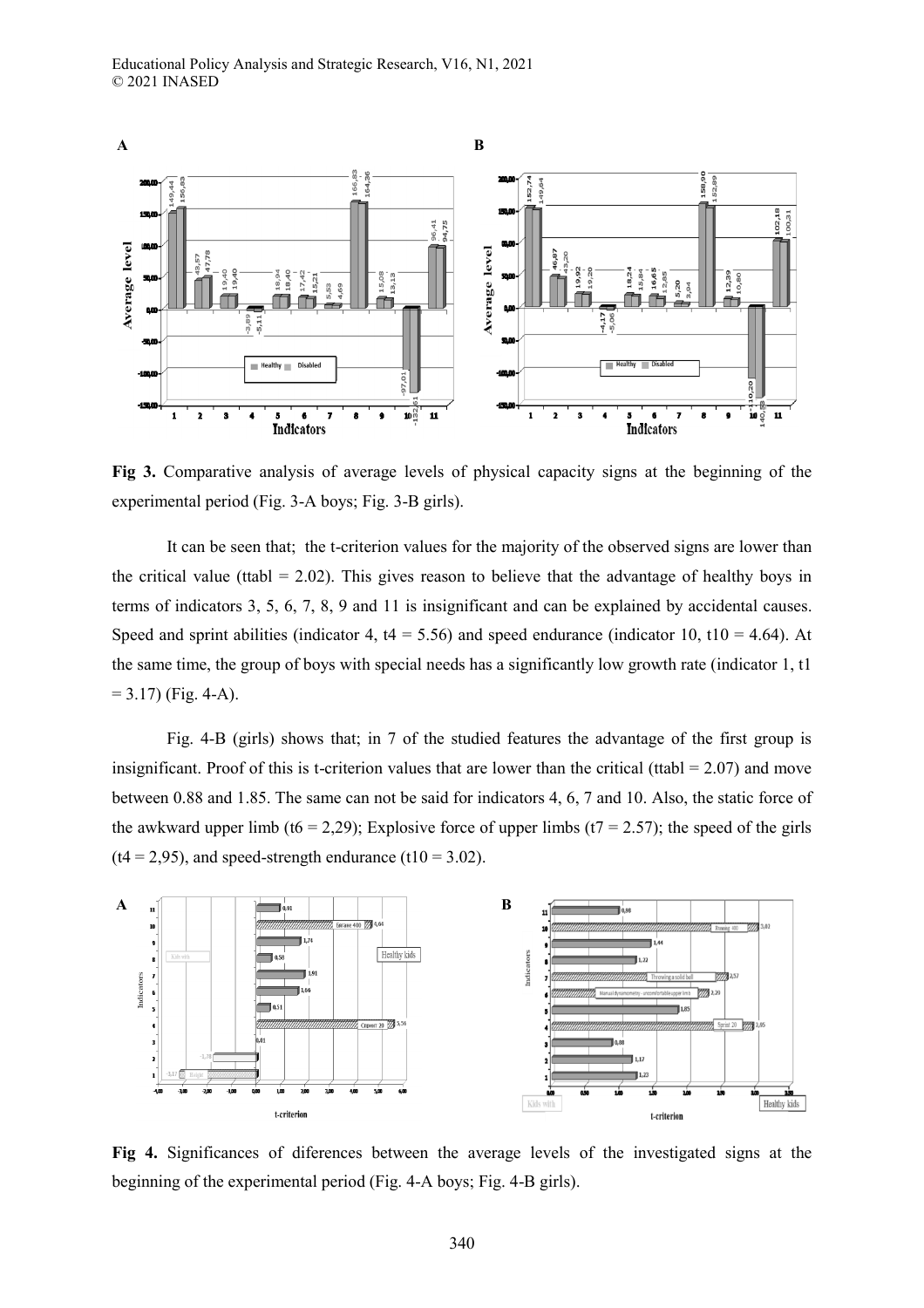**Fig 3.** Comparative analysis of average levels of physical capacity signs at the beginning of the experimental period (Fig. 3-A boys; Fig. 3-B girls).

It can be seen that; the t-criterion values for the majority of the observed signs are lower than the critical value (ttabl = 2.02). This gives reason to believe that the advantage of healthy boys in terms of indicators 3, 5, 6, 7, 8, 9 and 11 is insignificant and can be explained by accidental causes. Speed and sprint abilities (indicator 4, $t_4 = 5.56$) and speed endurance (indicator 10, $t_{10} = 4.64$). At the same time, the group of boys with special needs has a significantly low growth rate (indicator 1, $t_1 = 3.17$) (Fig. 4-A).

Fig. 4-B (girls) shows that; in 7 of the studied features the advantage of the first group is insignificant. Proof of this is t-criterion values that are lower than the critical (ttabl = 2.07) and move between 0.88 and 1.85. The same can not be said for indicators 4, 6, 7 and 10. Also, the static force of the awkward upper limb ($t_6 = 2{,}29$); Explosive force of upper limbs ($t_7 = 2.57$); the speed of the girls ($t_4 = 2{,}95$), and speed-strength endurance ($t_{10} = 3.02$).

**Fig 4.** Significances of diferences between the average levels of the investigated signs at the beginning of the experimental period (Fig. 4-A boys; Fig. 4-B girls).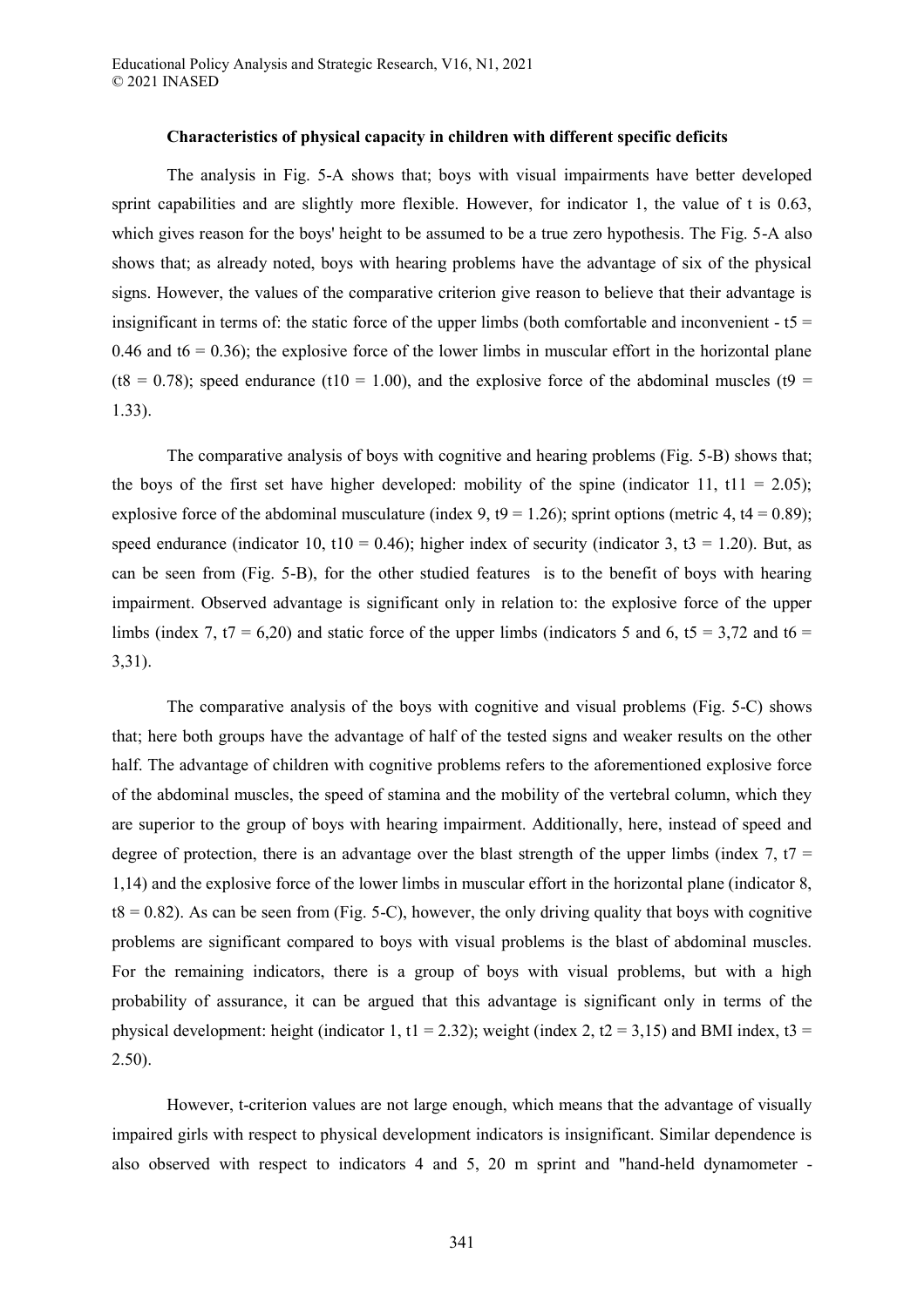**Characteristics of physical capacity in children with different specific deficits**

The analysis in Fig. 5-A shows that; boys with visual impairments have better developed sprint capabilities and are slightly more flexible. However, for indicator 1, the value of t is 0.63, which gives reason for the boys' height to be assumed to be a true zero hypothesis. The Fig. 5-A also shows that; as already noted, boys with hearing problems have the advantage of six of the physical signs. However, the values of the comparative criterion give reason to believe that their advantage is insignificant in terms of: the static force of the upper limbs (both comfortable and inconvenient - $t5 = 0.46$ and $t6 = 0.36$); the explosive force of the lower limbs in muscular effort in the horizontal plane ($t8 = 0.78$); speed endurance ($t10 = 1.00$), and the explosive force of the abdominal muscles ($t9 = 1.33$).

The comparative analysis of boys with cognitive and hearing problems (Fig. 5-B) shows that; the boys of the first set have higher developed: mobility of the spine (indicator 11, $t11 = 2.05$); explosive force of the abdominal musculature (index 9, $t9 = 1.26$); sprint options (metric 4, $t4 = 0.89$); speed endurance (indicator 10, $t10 = 0.46$); higher index of security (indicator 3, $t3 = 1.20$). But, as can be seen from (Fig. 5-B), for the other studied features is to the benefit of boys with hearing impairment. Observed advantage is significant only in relation to: the explosive force of the upper limbs (index 7, $t7 = 6{,}20$) and static force of the upper limbs (indicators 5 and 6, $t5 = 3{,}72$ and $t6 = 3{,}31$).

The comparative analysis of the boys with cognitive and visual problems (Fig. 5-C) shows that; here both groups have the advantage of half of the tested signs and weaker results on the other half. The advantage of children with cognitive problems refers to the aforementioned explosive force of the abdominal muscles, the speed of stamina and the mobility of the vertebral column, which they are superior to the group of boys with hearing impairment. Additionally, here, instead of speed and degree of protection, there is an advantage over the blast strength of the upper limbs (index 7, $t7 = 1{,}14$) and the explosive force of the lower limbs in muscular effort in the horizontal plane (indicator 8, $t8 = 0.82$). As can be seen from (Fig. 5-C), however, the only driving quality that boys with cognitive problems are significant compared to boys with visual problems is the blast of abdominal muscles. For the remaining indicators, there is a group of boys with visual problems, but with a high probability of assurance, it can be argued that this advantage is significant only in terms of the physical development: height (indicator 1, $t1 = 2.32$); weight (index 2, $t2 = 3{,}15$) and BMI index, $t3 = 2.50$).

However, t-criterion values are not large enough, which means that the advantage of visually impaired girls with respect to physical development indicators is insignificant. Similar dependence is also observed with respect to indicators 4 and 5, 20 m sprint and "hand-held dynamometer -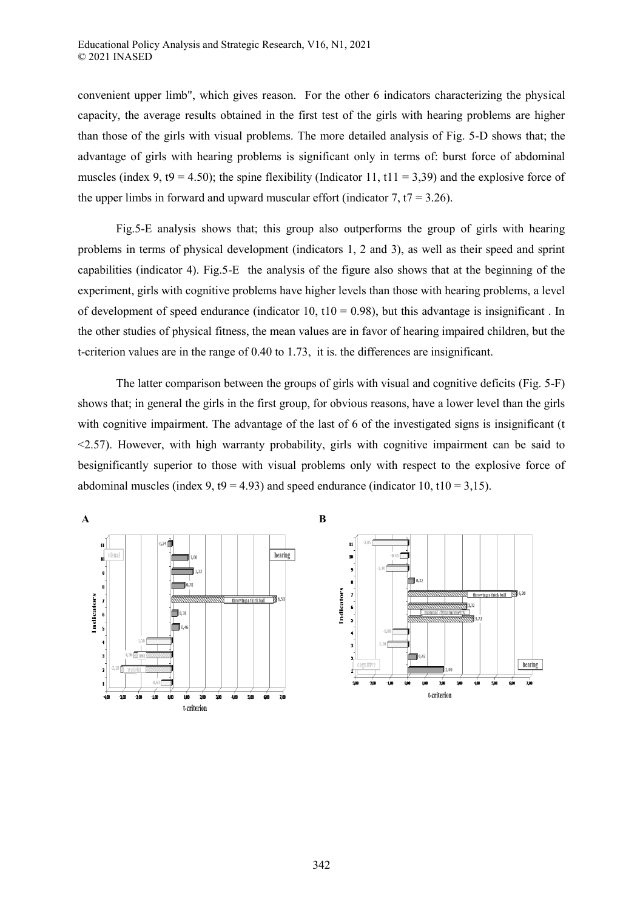convenient upper limb", which gives reason. For the other 6 indicators characterizing the physical capacity, the average results obtained in the first test of the girls with hearing problems are higher than those of the girls with visual problems. The more detailed analysis of Fig. 5-D shows that; the advantage of girls with hearing problems is significant only in terms of: burst force of abdominal muscles (index 9, $t9 = 4.50$); the spine flexibility (Indicator 11, $t11 = 3,39$) and the explosive force of the upper limbs in forward and upward muscular effort (indicator 7, $t7 = 3.26$).

Fig.5-E analysis shows that; this group also outperforms the group of girls with hearing problems in terms of physical development (indicators 1, 2 and 3), as well as their speed and sprint capabilities (indicator 4). Fig.5-E the analysis of the figure also shows that at the beginning of the experiment, girls with cognitive problems have higher levels than those with hearing problems, a level of development of speed endurance (indicator 10, $t10 = 0.98$), but this advantage is insignificant . In the other studies of physical fitness, the mean values are in favor of hearing impaired children, but the t-criterion values are in the range of 0.40 to 1.73, it is. the differences are insignificant.

The latter comparison between the groups of girls with visual and cognitive deficits (Fig. 5-F) shows that; in general the girls in the first group, for obvious reasons, have a lower level than the girls with cognitive impairment. The advantage of the last of 6 of the investigated signs is insignificant ($t <2.57$). However, with high warranty probability, girls with cognitive impairment can be said to besignificantly superior to those with visual problems only with respect to the explosive force of abdominal muscles (index 9, $t9 = 4.93$) and speed endurance (indicator 10, $t10 = 3,15$).

**A** **B**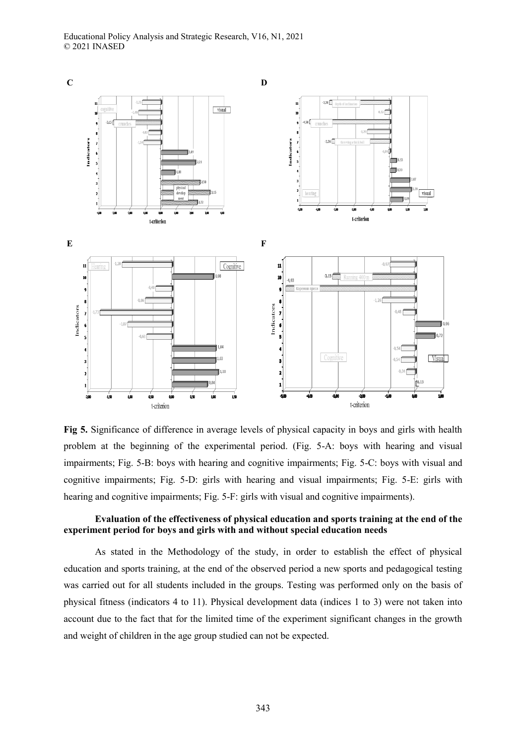**Fig 5.** Significance of difference in average levels of physical capacity in boys and girls with health problem at the beginning of the experimental period. (Fig. 5-A: boys with hearing and visual impairments; Fig. 5-B: boys with hearing and cognitive impairments; Fig. 5-C: boys with visual and cognitive impairments; Fig. 5-D: girls with hearing and visual impairments; Fig. 5-E: girls with hearing and cognitive impairments; Fig. 5-F: girls with visual and cognitive impairments).

**Evaluation of the effectiveness of physical education and sports training at the end of the experiment period for boys and girls with and without special education needs**

As stated in the Methodology of the study, in order to establish the effect of physical education and sports training, at the end of the observed period a new sports and pedagogical testing was carried out for all students included in the groups. Testing was performed only on the basis of physical fitness (indicators 4 to 11). Physical development data (indices 1 to 3) were not taken into account due to the fact that for the limited time of the experiment significant changes in the growth and weight of children in the age group studied can not be expected.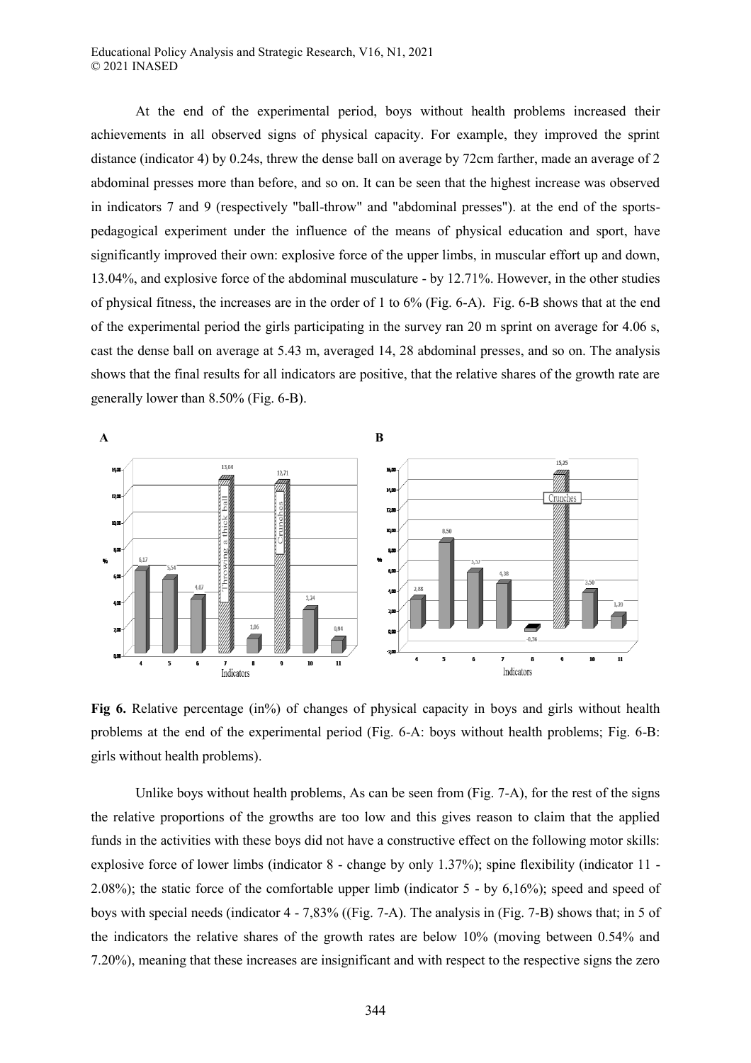At the end of the experimental period, boys without health problems increased their achievements in all observed signs of physical capacity. For example, they improved the sprint distance (indicator 4) by 0.24s, threw the dense ball on average by 72cm farther, made an average of 2 abdominal presses more than before, and so on. It can be seen that the highest increase was observed in indicators 7 and 9 (respectively "ball-throw" and "abdominal presses"). at the end of the sports-pedagogical experiment under the influence of the means of physical education and sport, have significantly improved their own: explosive force of the upper limbs, in muscular effort up and down, 13.04%, and explosive force of the abdominal musculature - by 12.71%. However, in the other studies of physical fitness, the increases are in the order of 1 to 6% (Fig. 6-A). Fig. 6-B shows that at the end of the experimental period the girls participating in the survey ran 20 m sprint on average for 4.06 s, cast the dense ball on average at 5.43 m, averaged 14, 28 abdominal presses, and so on. The analysis shows that the final results for all indicators are positive, that the relative shares of the growth rate are generally lower than 8.50% (Fig. 6-B).

**Fig 6.** Relative percentage (in%) of changes of physical capacity in boys and girls without health problems at the end of the experimental period (Fig. 6-A: boys without health problems; Fig. 6-B: girls without health problems).

Unlike boys without health problems, As can be seen from (Fig. 7-A), for the rest of the signs the relative proportions of the growths are too low and this gives reason to claim that the applied funds in the activities with these boys did not have a constructive effect on the following motor skills: explosive force of lower limbs (indicator 8 - change by only 1.37%); spine flexibility (indicator 11 - 2.08%); the static force of the comfortable upper limb (indicator 5 - by 6,16%); speed and speed of boys with special needs (indicator 4 - 7,83% ((Fig. 7-A). The analysis in (Fig. 7-B) shows that; in 5 of the indicators the relative shares of the growth rates are below 10% (moving between 0.54% and 7.20%), meaning that these increases are insignificant and with respect to the respective signs the zero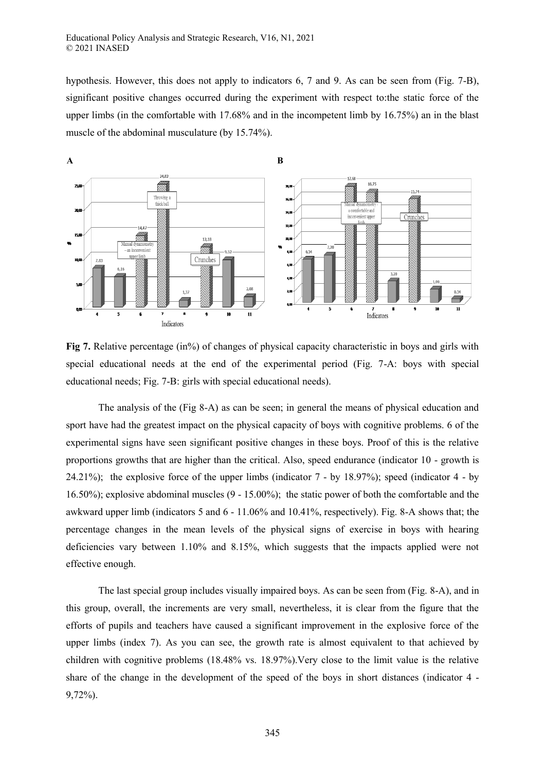hypothesis. However, this does not apply to indicators 6, 7 and 9. As can be seen from (Fig. 7-B), significant positive changes occurred during the experiment with respect to:the static force of the upper limbs (in the comfortable with 17.68% and in the incompetent limb by 16.75%) an in the blast muscle of the abdominal musculature (by 15.74%).

**Fig 7.** Relative percentage (in%) of changes of physical capacity characteristic in boys and girls with special educational needs at the end of the experimental period (Fig. 7-A: boys with special educational needs; Fig. 7-B: girls with special educational needs).

The analysis of the (Fig 8-A) as can be seen; in general the means of physical education and sport have had the greatest impact on the physical capacity of boys with cognitive problems. 6 of the experimental signs have seen significant positive changes in these boys. Proof of this is the relative proportions growths that are higher than the critical. Also, speed endurance (indicator 10 - growth is 24.21%); the explosive force of the upper limbs (indicator 7 - by 18.97%); speed (indicator 4 - by 16.50%); explosive abdominal muscles (9 - 15.00%); the static power of both the comfortable and the awkward upper limb (indicators 5 and 6 - 11.06% and 10.41%, respectively). Fig. 8-A shows that; the percentage changes in the mean levels of the physical signs of exercise in boys with hearing deficiencies vary between 1.10% and 8.15%, which suggests that the impacts applied were not effective enough.

The last special group includes visually impaired boys. As can be seen from (Fig. 8-A), and in this group, overall, the increments are very small, nevertheless, it is clear from the figure that the efforts of pupils and teachers have caused a significant improvement in the explosive force of the upper limbs (index 7). As you can see, the growth rate is almost equivalent to that achieved by children with cognitive problems (18.48% vs. 18.97%).Very close to the limit value is the relative share of the change in the development of the speed of the boys in short distances (indicator 4 - 9,72%).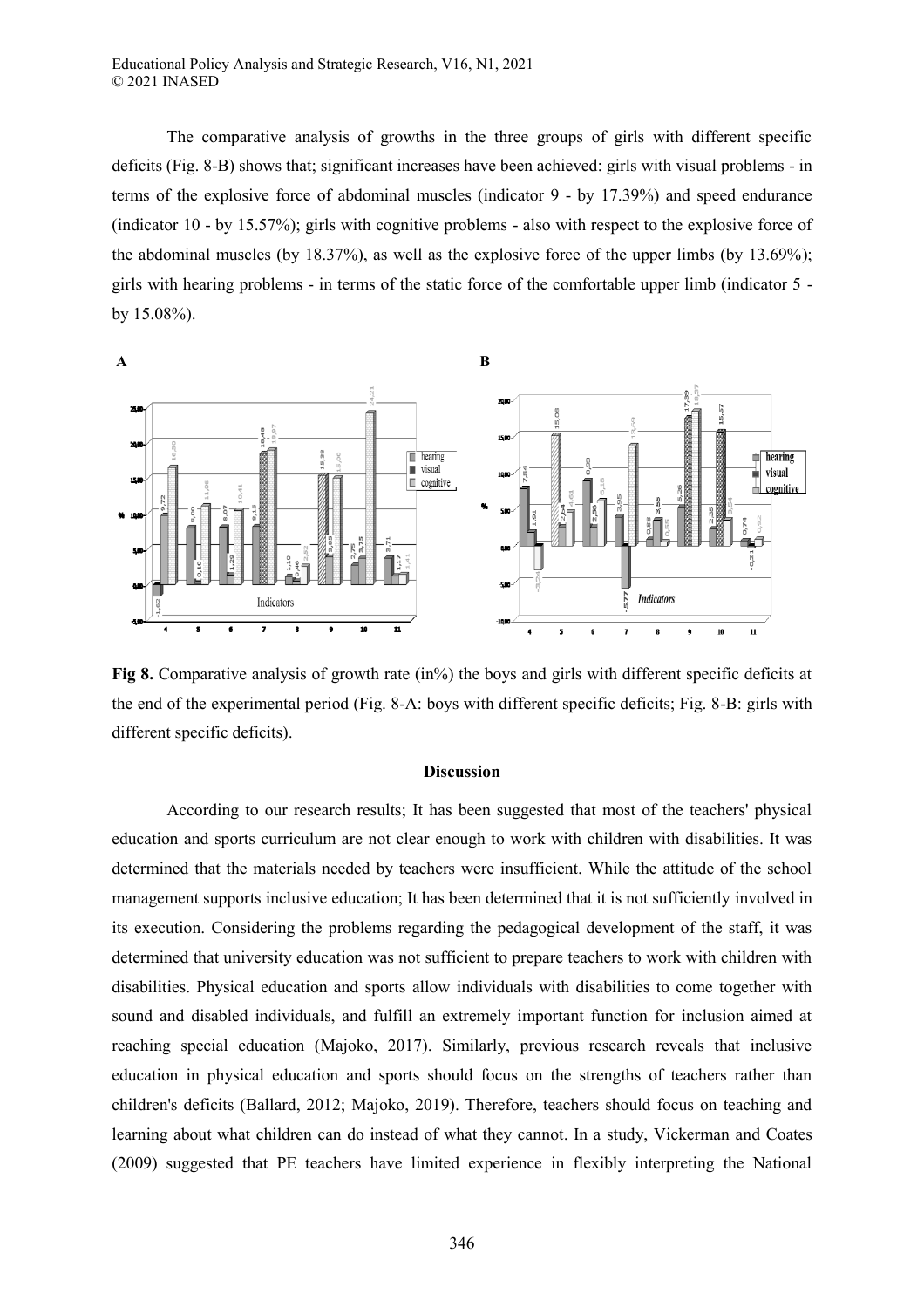The comparative analysis of growths in the three groups of girls with different specific deficits (Fig. 8-B) shows that; significant increases have been achieved: girls with visual problems - in terms of the explosive force of abdominal muscles (indicator 9 - by 17.39%) and speed endurance (indicator 10 - by 15.57%); girls with cognitive problems - also with respect to the explosive force of the abdominal muscles (by 18.37%), as well as the explosive force of the upper limbs (by 13.69%); girls with hearing problems - in terms of the static force of the comfortable upper limb (indicator 5 - by 15.08%).

**Fig 8.** Comparative analysis of growth rate (in%) the boys and girls with different specific deficits at the end of the experimental period (Fig. 8-A: boys with different specific deficits; Fig. 8-B: girls with different specific deficits).

## Discussion

According to our research results; It has been suggested that most of the teachers' physical education and sports curriculum are not clear enough to work with children with disabilities. It was determined that the materials needed by teachers were insufficient. While the attitude of the school management supports inclusive education; It has been determined that it is not sufficiently involved in its execution. Considering the problems regarding the pedagogical development of the staff, it was determined that university education was not sufficient to prepare teachers to work with children with disabilities. Physical education and sports allow individuals with disabilities to come together with sound and disabled individuals, and fulfill an extremely important function for inclusion aimed at reaching special education (Majoko, 2017). Similarly, previous research reveals that inclusive education in physical education and sports should focus on the strengths of teachers rather than children's deficits (Ballard, 2012; Majoko, 2019). Therefore, teachers should focus on teaching and learning about what children can do instead of what they cannot. In a study, Vickerman and Coates (2009) suggested that PE teachers have limited experience in flexibly interpreting the National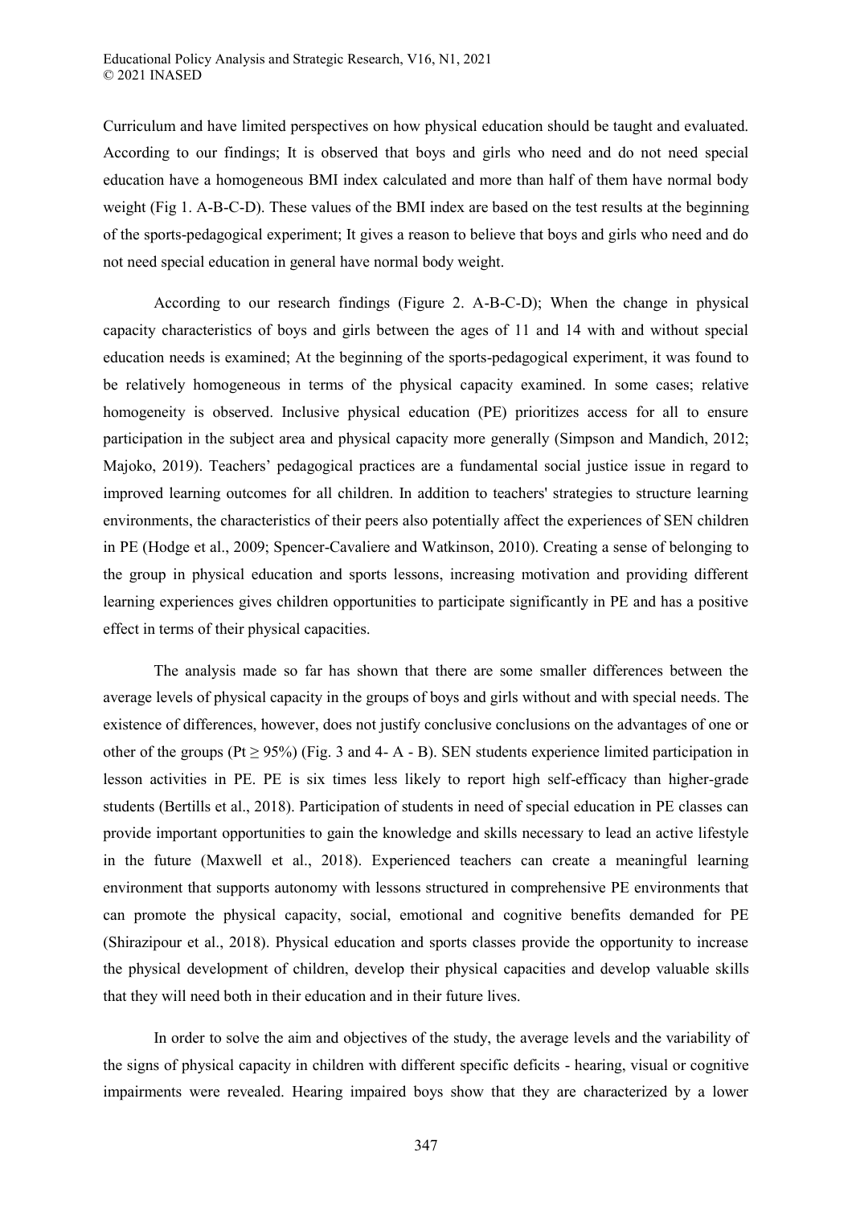Curriculum and have limited perspectives on how physical education should be taught and evaluated. According to our findings; It is observed that boys and girls who need and do not need special education have a homogeneous BMI index calculated and more than half of them have normal body weight (Fig 1. A-B-C-D). These values of the BMI index are based on the test results at the beginning of the sports-pedagogical experiment; It gives a reason to believe that boys and girls who need and do not need special education in general have normal body weight.

According to our research findings (Figure 2. A-B-C-D); When the change in physical capacity characteristics of boys and girls between the ages of 11 and 14 with and without special education needs is examined; At the beginning of the sports-pedagogical experiment, it was found to be relatively homogeneous in terms of the physical capacity examined. In some cases; relative homogeneity is observed. Inclusive physical education (PE) prioritizes access for all to ensure participation in the subject area and physical capacity more generally (Simpson and Mandich, 2012; Majoko, 2019). Teachers' pedagogical practices are a fundamental social justice issue in regard to improved learning outcomes for all children. In addition to teachers' strategies to structure learning environments, the characteristics of their peers also potentially affect the experiences of SEN children in PE (Hodge et al., 2009; Spencer-Cavaliere and Watkinson, 2010). Creating a sense of belonging to the group in physical education and sports lessons, increasing motivation and providing different learning experiences gives children opportunities to participate significantly in PE and has a positive effect in terms of their physical capacities.

The analysis made so far has shown that there are some smaller differences between the average levels of physical capacity in the groups of boys and girls without and with special needs. The existence of differences, however, does not justify conclusive conclusions on the advantages of one or other of the groups ($Pt \geq 95\%$) (Fig. 3 and 4- A - B). SEN students experience limited participation in lesson activities in PE. PE is six times less likely to report high self-efficacy than higher-grade students (Bertills et al., 2018). Participation of students in need of special education in PE classes can provide important opportunities to gain the knowledge and skills necessary to lead an active lifestyle in the future (Maxwell et al., 2018). Experienced teachers can create a meaningful learning environment that supports autonomy with lessons structured in comprehensive PE environments that can promote the physical capacity, social, emotional and cognitive benefits demanded for PE (Shirazipour et al., 2018). Physical education and sports classes provide the opportunity to increase the physical development of children, develop their physical capacities and develop valuable skills that they will need both in their education and in their future lives.

In order to solve the aim and objectives of the study, the average levels and the variability of the signs of physical capacity in children with different specific deficits - hearing, visual or cognitive impairments were revealed. Hearing impaired boys show that they are characterized by a lower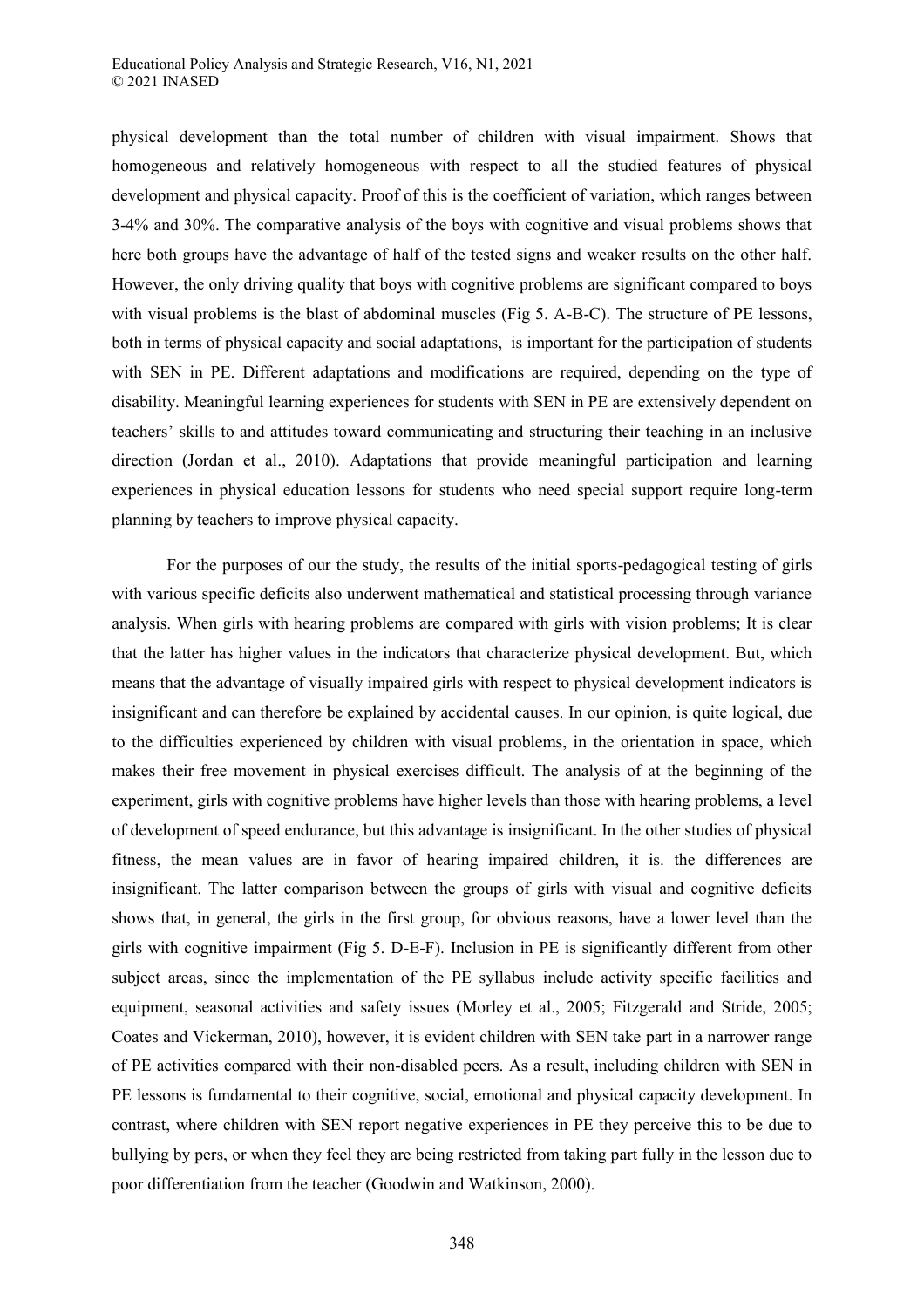physical development than the total number of children with visual impairment. Shows that homogeneous and relatively homogeneous with respect to all the studied features of physical development and physical capacity. Proof of this is the coefficient of variation, which ranges between 3-4% and 30%. The comparative analysis of the boys with cognitive and visual problems shows that here both groups have the advantage of half of the tested signs and weaker results on the other half. However, the only driving quality that boys with cognitive problems are significant compared to boys with visual problems is the blast of abdominal muscles (Fig 5. A-B-C). The structure of PE lessons, both in terms of physical capacity and social adaptations, is important for the participation of students with SEN in PE. Different adaptations and modifications are required, depending on the type of disability. Meaningful learning experiences for students with SEN in PE are extensively dependent on teachers' skills to and attitudes toward communicating and structuring their teaching in an inclusive direction (Jordan et al., 2010). Adaptations that provide meaningful participation and learning experiences in physical education lessons for students who need special support require long-term planning by teachers to improve physical capacity.

For the purposes of our the study, the results of the initial sports-pedagogical testing of girls with various specific deficits also underwent mathematical and statistical processing through variance analysis. When girls with hearing problems are compared with girls with vision problems; It is clear that the latter has higher values in the indicators that characterize physical development. But, which means that the advantage of visually impaired girls with respect to physical development indicators is insignificant and can therefore be explained by accidental causes. In our opinion, is quite logical, due to the difficulties experienced by children with visual problems, in the orientation in space, which makes their free movement in physical exercises difficult. The analysis of at the beginning of the experiment, girls with cognitive problems have higher levels than those with hearing problems, a level of development of speed endurance, but this advantage is insignificant. In the other studies of physical fitness, the mean values are in favor of hearing impaired children, it is. the differences are insignificant. The latter comparison between the groups of girls with visual and cognitive deficits shows that, in general, the girls in the first group, for obvious reasons, have a lower level than the girls with cognitive impairment (Fig 5. D-E-F). Inclusion in PE is significantly different from other subject areas, since the implementation of the PE syllabus include activity specific facilities and equipment, seasonal activities and safety issues (Morley et al., 2005; Fitzgerald and Stride, 2005; Coates and Vickerman, 2010), however, it is evident children with SEN take part in a narrower range of PE activities compared with their non-disabled peers. As a result, including children with SEN in PE lessons is fundamental to their cognitive, social, emotional and physical capacity development. In contrast, where children with SEN report negative experiences in PE they perceive this to be due to bullying by pers, or when they feel they are being restricted from taking part fully in the lesson due to poor differentiation from the teacher (Goodwin and Watkinson, 2000).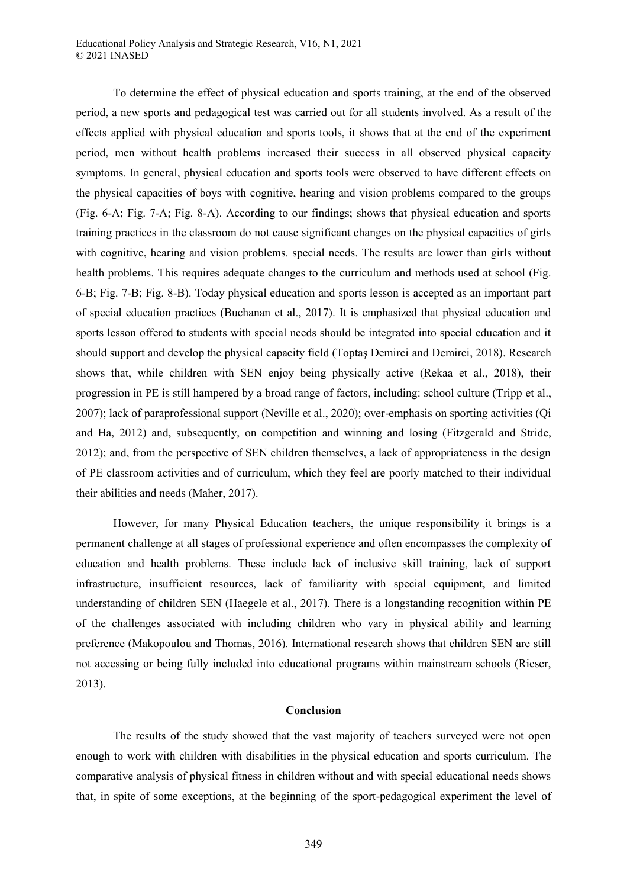To determine the effect of physical education and sports training, at the end of the observed period, a new sports and pedagogical test was carried out for all students involved. As a result of the effects applied with physical education and sports tools, it shows that at the end of the experiment period, men without health problems increased their success in all observed physical capacity symptoms. In general, physical education and sports tools were observed to have different effects on the physical capacities of boys with cognitive, hearing and vision problems compared to the groups (Fig. 6-A; Fig. 7-A; Fig. 8-A). According to our findings; shows that physical education and sports training practices in the classroom do not cause significant changes on the physical capacities of girls with cognitive, hearing and vision problems. special needs. The results are lower than girls without health problems. This requires adequate changes to the curriculum and methods used at school (Fig. 6-B; Fig. 7-B; Fig. 8-B). Today physical education and sports lesson is accepted as an important part of special education practices (Buchanan et al., 2017). It is emphasized that physical education and sports lesson offered to students with special needs should be integrated into special education and it should support and develop the physical capacity field (Toptaş Demirci and Demirci, 2018). Research shows that, while children with SEN enjoy being physically active (Rekaa et al., 2018), their progression in PE is still hampered by a broad range of factors, including: school culture (Tripp et al., 2007); lack of paraprofessional support (Neville et al., 2020); over-emphasis on sporting activities (Qi and Ha, 2012) and, subsequently, on competition and winning and losing (Fitzgerald and Stride, 2012); and, from the perspective of SEN children themselves, a lack of appropriateness in the design of PE classroom activities and of curriculum, which they feel are poorly matched to their individual their abilities and needs (Maher, 2017).

However, for many Physical Education teachers, the unique responsibility it brings is a permanent challenge at all stages of professional experience and often encompasses the complexity of education and health problems. These include lack of inclusive skill training, lack of support infrastructure, insufficient resources, lack of familiarity with special equipment, and limited understanding of children SEN (Haegele et al., 2017). There is a longstanding recognition within PE of the challenges associated with including children who vary in physical ability and learning preference (Makopoulou and Thomas, 2016). International research shows that children SEN are still not accessing or being fully included into educational programs within mainstream schools (Rieser, 2013).

## Conclusion

The results of the study showed that the vast majority of teachers surveyed were not open enough to work with children with disabilities in the physical education and sports curriculum. The comparative analysis of physical fitness in children without and with special educational needs shows that, in spite of some exceptions, at the beginning of the sport-pedagogical experiment the level of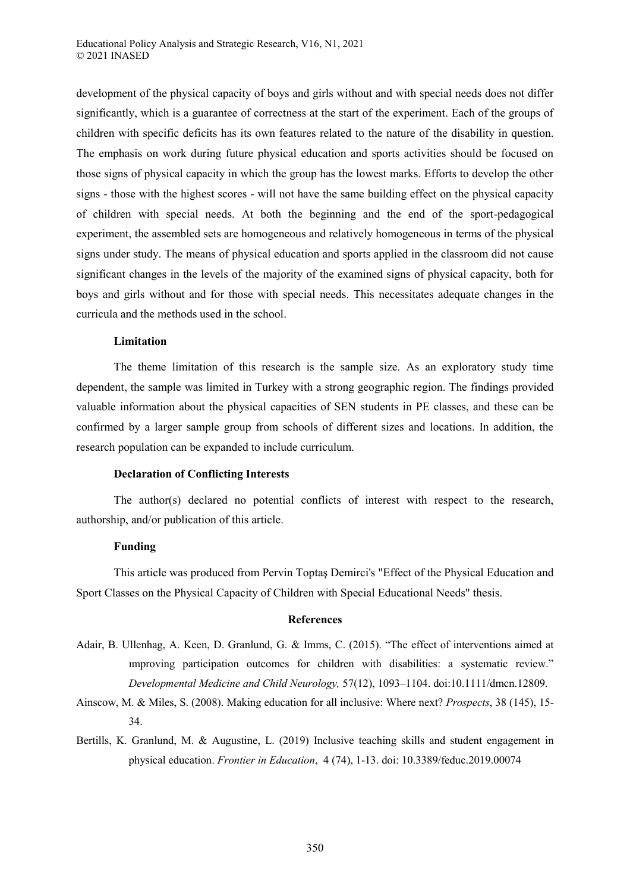development of the physical capacity of boys and girls without and with special needs does not differ significantly, which is a guarantee of correctness at the start of the experiment. Each of the groups of children with specific deficits has its own features related to the nature of the disability in question. The emphasis on work during future physical education and sports activities should be focused on those signs of physical capacity in which the group has the lowest marks. Efforts to develop the other signs - those with the highest scores - will not have the same building effect on the physical capacity of children with special needs. At both the beginning and the end of the sport-pedagogical experiment, the assembled sets are homogeneous and relatively homogeneous in terms of the physical signs under study. The means of physical education and sports applied in the classroom did not cause significant changes in the levels of the majority of the examined signs of physical capacity, both for boys and girls without and for those with special needs. This necessitates adequate changes in the curricula and the methods used in the school.

### Limitation

The theme limitation of this research is the sample size. As an exploratory study time dependent, the sample was limited in Turkey with a strong geographic region. The findings provided valuable information about the physical capacities of SEN students in PE classes, and these can be confirmed by a larger sample group from schools of different sizes and locations. In addition, the research population can be expanded to include curriculum.

### Declaration of Conflicting Interests

The author(s) declared no potential conflicts of interest with respect to the research, authorship, and/or publication of this article.

### Funding

This article was produced from Pervin Toptaş Demirci's "Effect of the Physical Education and Sport Classes on the Physical Capacity of Children with Special Educational Needs" thesis.

## References

Adair, B. Ullenhag, A. Keen, D. Granlund, G. & Imms, C. (2015). "The effect of interventions aimed at ımproving participation outcomes for children with disabilities: a systematic review." *Developmental Medicine and Child Neurology,* 57(12), 1093–1104. doi:10.1111/dmcn.12809.

Ainscow, M. & Miles, S. (2008). Making education for all inclusive: Where next? *Prospects*, 38 (145), 15-34.

Bertills, K. Granlund, M. & Augustine, L. (2019) Inclusive teaching skills and student engagement in physical education. *Frontier in Education*, 4 (74), 1-13. doi: 10.3389/feduc.2019.00074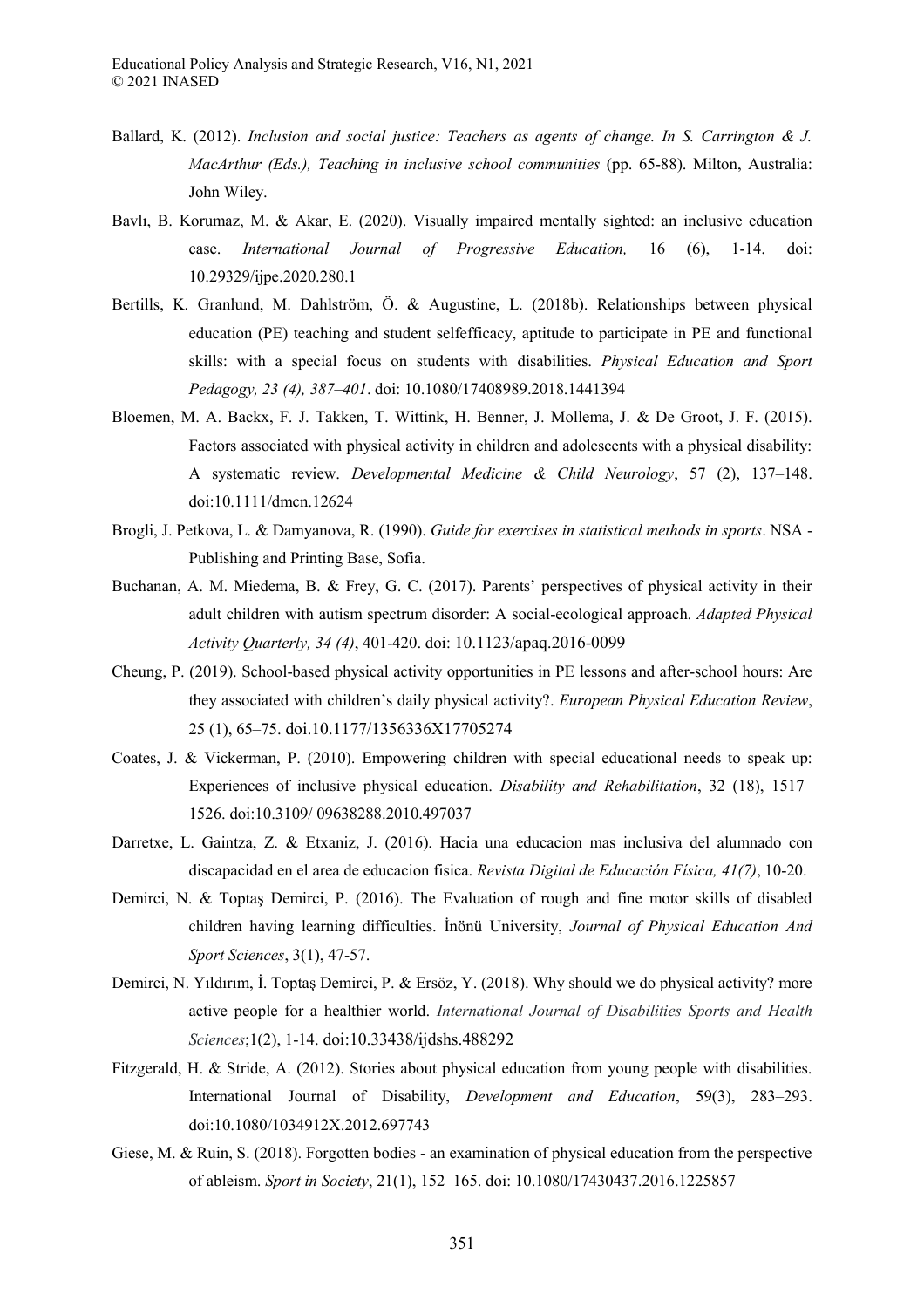Ballard, K. (2012). *Inclusion and social justice: Teachers as agents of change. In S. Carrington & J. MacArthur (Eds.), Teaching in inclusive school communities* (pp. 65-88). Milton, Australia: John Wiley.

Bavlı, B. Korumaz, M. & Akar, E. (2020). Visually impaired mentally sighted: an inclusive education case. *International Journal of Progressive Education,* 16 (6), 1-14. doi: 10.29329/ijpe.2020.280.1

Bertills, K. Granlund, M. Dahlström, Ö. & Augustine, L. (2018b). Relationships between physical education (PE) teaching and student selfefficacy, aptitude to participate in PE and functional skills: with a special focus on students with disabilities. *Physical Education and Sport Pedagogy, 23 (4), 387–401*. doi: 10.1080/17408989.2018.1441394

Bloemen, M. A. Backx, F. J. Takken, T. Wittink, H. Benner, J. Mollema, J. & De Groot, J. F. (2015). Factors associated with physical activity in children and adolescents with a physical disability: A systematic review. *Developmental Medicine & Child Neurology*, 57 (2), 137–148. doi:10.1111/dmcn.12624

Brogli, J. Petkova, L. & Damyanova, R. (1990). *Guide for exercises in statistical methods in sports*. NSA - Publishing and Printing Base, Sofia.

Buchanan, A. M. Miedema, B. & Frey, G. C. (2017). Parents' perspectives of physical activity in their adult children with autism spectrum disorder: A social-ecological approach. *Adapted Physical Activity Quarterly, 34 (4)*, 401-420. doi: 10.1123/apaq.2016-0099

Cheung, P. (2019). School-based physical activity opportunities in PE lessons and after-school hours: Are they associated with children's daily physical activity?. *European Physical Education Review*, 25 (1), 65–75. doi.10.1177/1356336X17705274

Coates, J. & Vickerman, P. (2010). Empowering children with special educational needs to speak up: Experiences of inclusive physical education. *Disability and Rehabilitation*, 32 (18), 1517–1526. doi:10.3109/ 09638288.2010.497037

Darretxe, L. Gaintza, Z. & Etxaniz, J. (2016). Hacia una educacion mas inclusiva del alumnado con discapacidad en el area de educacion fisica. *Revista Digital de Educación Física, 41(7)*, 10-20.

Demirci, N. & Toptaş Demirci, P. (2016). The Evaluation of rough and fine motor skills of disabled children having learning difficulties. İnönü University, *Journal of Physical Education And Sport Sciences*, 3(1), 47-57.

Demirci, N. Yıldırım, İ. Toptaş Demirci, P. & Ersöz, Y. (2018). Why should we do physical activity? more active people for a healthier world. *International Journal of Disabilities Sports and Health Sciences*;1(2), 1-14. doi:10.33438/ijdshs.488292

Fitzgerald, H. & Stride, A. (2012). Stories about physical education from young people with disabilities. International Journal of Disability, *Development and Education*, 59(3), 283–293. doi:10.1080/1034912X.2012.697743

Giese, M. & Ruin, S. (2018). Forgotten bodies - an examination of physical education from the perspective of ableism. *Sport in Society*, 21(1), 152–165. doi: 10.1080/17430437.2016.1225857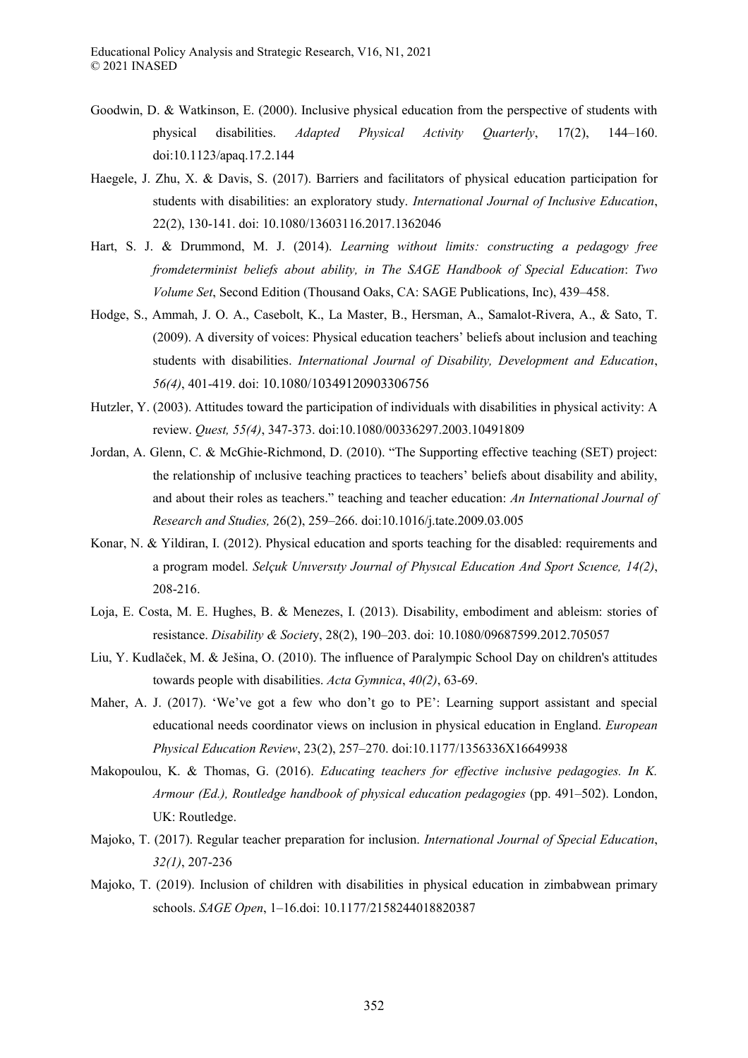Goodwin, D. & Watkinson, E. (2000). Inclusive physical education from the perspective of students with physical disabilities. *Adapted Physical Activity Quarterly*, 17(2), 144–160. doi:10.1123/apaq.17.2.144

Haegele, J. Zhu, X. & Davis, S. (2017). Barriers and facilitators of physical education participation for students with disabilities: an exploratory study. *International Journal of Inclusive Education*, 22(2), 130-141. doi: 10.1080/13603116.2017.1362046

Hart, S. J. & Drummond, M. J. (2014). *Learning without limits: constructing a pedagogy free fromdeterminist beliefs about ability, in The SAGE Handbook of Special Education*: *Two Volume Set*, Second Edition (Thousand Oaks, CA: SAGE Publications, Inc), 439–458.

Hodge, S., Ammah, J. O. A., Casebolt, K., La Master, B., Hersman, A., Samalot-Rivera, A., & Sato, T. (2009). A diversity of voices: Physical education teachers' beliefs about inclusion and teaching students with disabilities. *International Journal of Disability, Development and Education*, *56(4)*, 401-419. doi: 10.1080/10349120903306756

Hutzler, Y. (2003). Attitudes toward the participation of individuals with disabilities in physical activity: A review. *Quest, 55(4)*, 347-373. doi:10.1080/00336297.2003.10491809

Jordan, A. Glenn, C. & McGhie-Richmond, D. (2010). "The Supporting effective teaching (SET) project: the relationship of ınclusive teaching practices to teachers' beliefs about disability and ability, and about their roles as teachers." teaching and teacher education: *An International Journal of Research and Studies,* 26(2), 259–266. doi:10.1016/j.tate.2009.03.005

Konar, N. & Yildiran, I. (2012). Physical education and sports teaching for the disabled: requirements and a program model. *Selçuk Unıversıty Journal of Physıcal Education And Sport Scıence, 14(2)*, 208-216.

Loja, E. Costa, M. E. Hughes, B. & Menezes, I. (2013). Disability, embodiment and ableism: stories of resistance. *Disability & Society*, 28(2), 190–203. doi: 10.1080/09687599.2012.705057

Liu, Y. Kudlaček, M. & Ješina, O. (2010). The influence of Paralympic School Day on children's attitudes towards people with disabilities. *Acta Gymnica*, *40(2)*, 63-69.

Maher, A. J. (2017). 'We've got a few who don't go to PE': Learning support assistant and special educational needs coordinator views on inclusion in physical education in England. *European Physical Education Review*, 23(2), 257–270. doi:10.1177/1356336X16649938

Makopoulou, K. & Thomas, G. (2016). *Educating teachers for effective inclusive pedagogies. In K. Armour (Ed.), Routledge handbook of physical education pedagogies* (pp. 491–502). London, UK: Routledge.

Majoko, T. (2017). Regular teacher preparation for inclusion. *International Journal of Special Education*, *32(1)*, 207-236

Majoko, T. (2019). Inclusion of children with disabilities in physical education in zimbabwean primary schools. *SAGE Open*, 1–16.doi: 10.1177/2158244018820387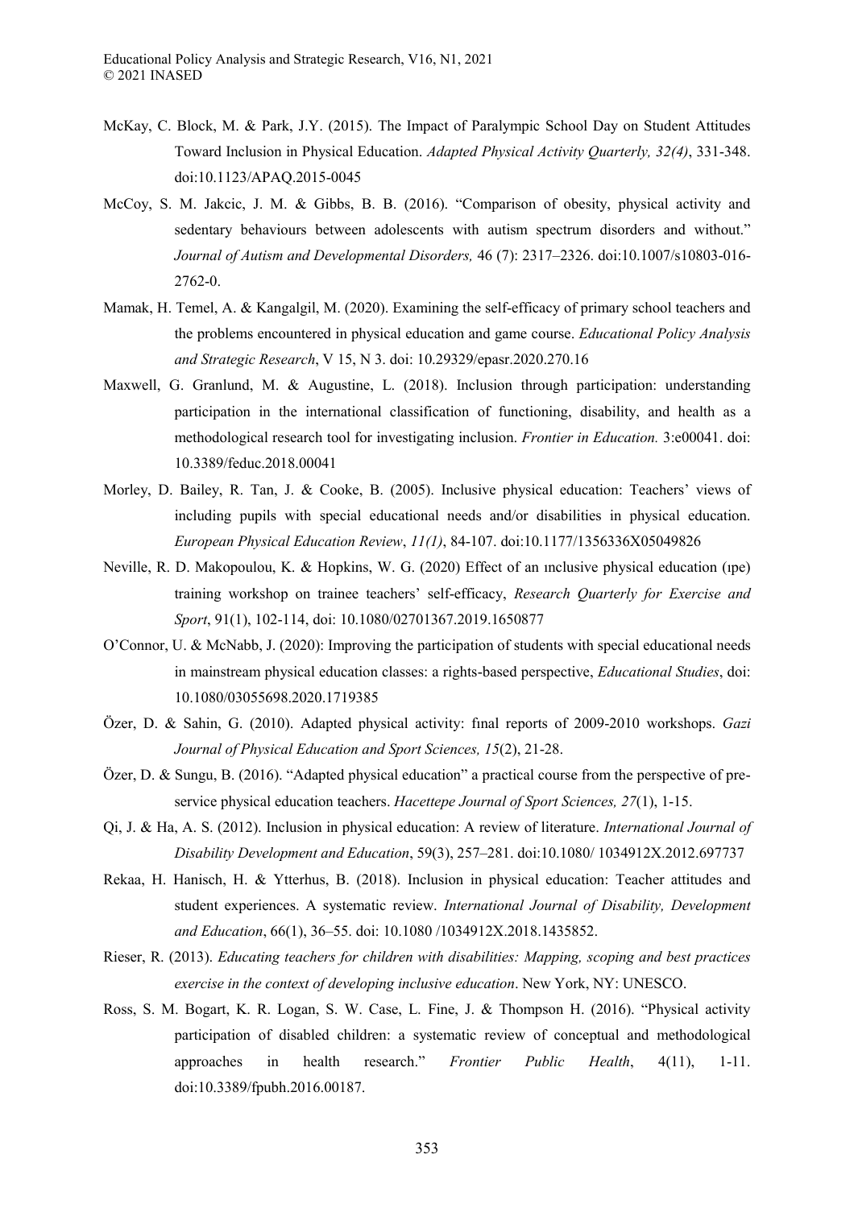McKay, C. Block, M. & Park, J.Y. (2015). The Impact of Paralympic School Day on Student Attitudes Toward Inclusion in Physical Education. *Adapted Physical Activity Quarterly, 32(4)*, 331-348. doi:10.1123/APAQ.2015-0045

McCoy, S. M. Jakcic, J. M. & Gibbs, B. B. (2016). "Comparison of obesity, physical activity and sedentary behaviours between adolescents with autism spectrum disorders and without." *Journal of Autism and Developmental Disorders,* 46 (7): 2317–2326. doi:10.1007/s10803-016-2762-0.

Mamak, H. Temel, A. & Kangalgil, M. (2020). Examining the self-efficacy of primary school teachers and the problems encountered in physical education and game course. *Educational Policy Analysis and Strategic Research*, V 15, N 3. doi: 10.29329/epasr.2020.270.16

Maxwell, G. Granlund, M. & Augustine, L. (2018). Inclusion through participation: understanding participation in the international classification of functioning, disability, and health as a methodological research tool for investigating inclusion. *Frontier in Education.* 3:e00041. doi: 10.3389/feduc.2018.00041

Morley, D. Bailey, R. Tan, J. & Cooke, B. (2005). Inclusive physical education: Teachers' views of including pupils with special educational needs and/or disabilities in physical education. *European Physical Education Review*, *11(1)*, 84-107. doi:10.1177/1356336X05049826

Neville, R. D. Makopoulou, K. & Hopkins, W. G. (2020) Effect of an ınclusive physical education (ıpe) training workshop on trainee teachers' self-efficacy, *Research Quarterly for Exercise and Sport*, 91(1), 102-114, doi: 10.1080/02701367.2019.1650877

O'Connor, U. & McNabb, J. (2020): Improving the participation of students with special educational needs in mainstream physical education classes: a rights-based perspective, *Educational Studies*, doi: 10.1080/03055698.2020.1719385

Özer, D. & Sahin, G. (2010). Adapted physical activity: fınal reports of 2009-2010 workshops. *Gazi Journal of Physical Education and Sport Sciences, 15*(2), 21-28.

Özer, D. & Sungu, B. (2016). "Adapted physical education" a practical course from the perspective of pre-service physical education teachers. *Hacettepe Journal of Sport Sciences, 27*(1), 1-15.

Qi, J. & Ha, A. S. (2012). Inclusion in physical education: A review of literature. *International Journal of Disability Development and Education*, 59(3), 257–281. doi:10.1080/ 1034912X.2012.697737

Rekaa, H. Hanisch, H. & Ytterhus, B. (2018). Inclusion in physical education: Teacher attitudes and student experiences. A systematic review. *International Journal of Disability, Development and Education*, 66(1), 36–55. doi: 10.1080 /1034912X.2018.1435852.

Rieser, R. (2013). *Educating teachers for children with disabilities: Mapping, scoping and best practices exercise in the context of developing inclusive education*. New York, NY: UNESCO.

Ross, S. M. Bogart, K. R. Logan, S. W. Case, L. Fine, J. & Thompson H. (2016). "Physical activity participation of disabled children: a systematic review of conceptual and methodological approaches in health research." *Frontier Public Health*, 4(11), 1-11. doi:10.3389/fpubh.2016.00187.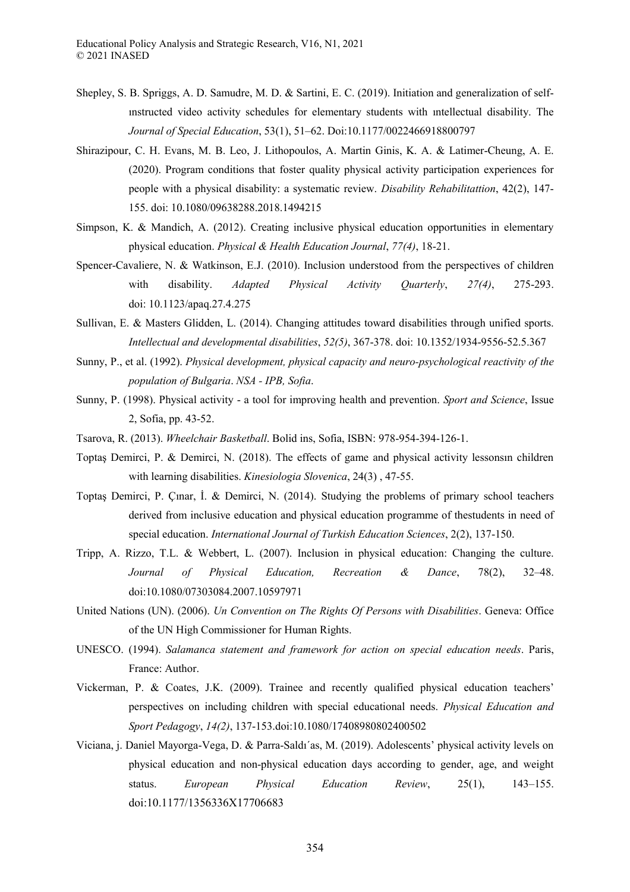Shepley, S. B. Spriggs, A. D. Samudre, M. D. & Sartini, E. C. (2019). Initiation and generalization of self-ınstructed video activity schedules for elementary students with ıntellectual disability. The *Journal of Special Education*, 53(1), 51–62. Doi:10.1177/0022466918800797

Shirazipour, C. H. Evans, M. B. Leo, J. Lithopoulos, A. Martin Ginis, K. A. & Latimer-Cheung, A. E. (2020). Program conditions that foster quality physical activity participation experiences for people with a physical disability: a systematic review. *Disability Rehabilitattion*, 42(2), 147-155. doi: 10.1080/09638288.2018.1494215

Simpson, K. & Mandich, A. (2012). Creating inclusive physical education opportunities in elementary physical education. *Physical & Health Education Journal*, *77(4)*, 18-21.

Spencer-Cavaliere, N. & Watkinson, E.J. (2010). Inclusion understood from the perspectives of children with disability. *Adapted Physical Activity Quarterly*, *27(4)*, 275-293. doi: 10.1123/apaq.27.4.275

Sullivan, E. & Masters Glidden, L. (2014). Changing attitudes toward disabilities through unified sports. *Intellectual and developmental disabilities*, *52(5)*, 367-378. doi: 10.1352/1934-9556-52.5.367

Sunny, P., et al. (1992). *Physical development, physical capacity and neuro-psychological reactivity of the population of Bulgaria*. *NSA - IPB, Sofia*.

Sunny, P. (1998). Physical activity - a tool for improving health and prevention. *Sport and Science*, Issue 2, Sofia, pp. 43-52.

Tsarova, R. (2013). *Wheelchair Basketball*. Bolid ins, Sofia, ISBN: 978-954-394-126-1.

Toptaş Demirci, P. & Demirci, N. (2018). The effects of game and physical activity lessonsın children with learning disabilities. *Kinesiologia Slovenica*, 24(3) , 47-55.

Toptaş Demirci, P. Çınar, İ. & Demirci, N. (2014). Studying the problems of primary school teachers derived from inclusive education and physical education programme of thestudents in need of special education. *International Journal of Turkish Education Sciences*, 2(2), 137-150.

Tripp, A. Rizzo, T.L. & Webbert, L. (2007). Inclusion in physical education: Changing the culture. *Journal of Physical Education, Recreation & Dance*, 78(2), 32–48. doi:10.1080/07303084.2007.10597971

United Nations (UN). (2006). *Un Convention on The Rights Of Persons with Disabilities*. Geneva: Office of the UN High Commissioner for Human Rights.

UNESCO. (1994). *Salamanca statement and framework for action on special education needs*. Paris, France: Author.

Vickerman, P. & Coates, J.K. (2009). Trainee and recently qualified physical education teachers' perspectives on including children with special educational needs. *Physical Education and Sport Pedagogy*, *14(2)*, 137-153.doi:10.1080/17408980802400502

Viciana, j. Daniel Mayorga-Vega, D. & Parra-Saldı´as, M. (2019). Adolescents' physical activity levels on physical education and non-physical education days according to gender, age, and weight status. *European Physical Education Review*, 25(1), 143–155. doi:10.1177/1356336X17706683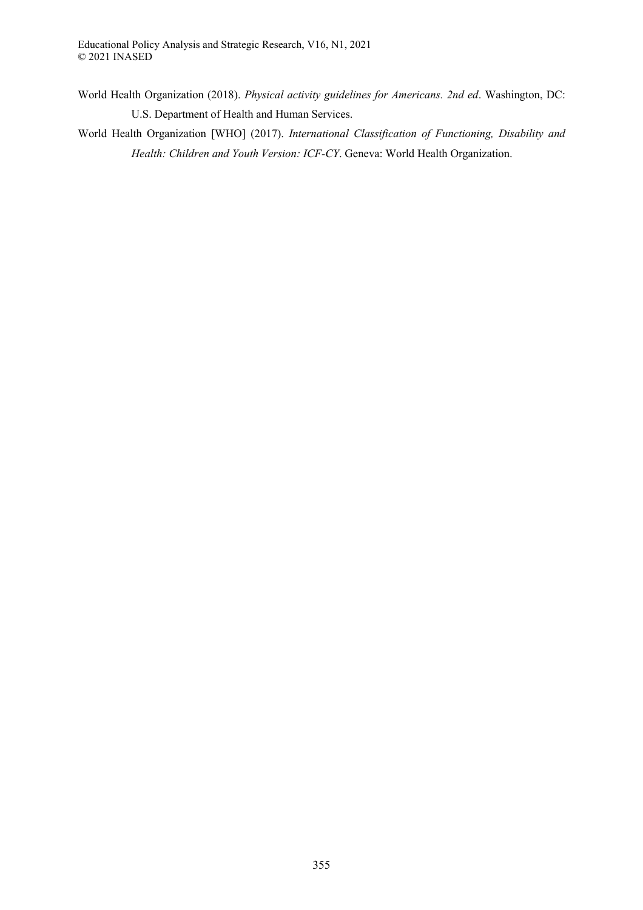World Health Organization (2018). *Physical activity guidelines for Americans. 2nd ed*. Washington, DC: U.S. Department of Health and Human Services.

World Health Organization [WHO] (2017). *International Classification of Functioning, Disability and Health: Children and Youth Version: ICF-CY*. Geneva: World Health Organization.